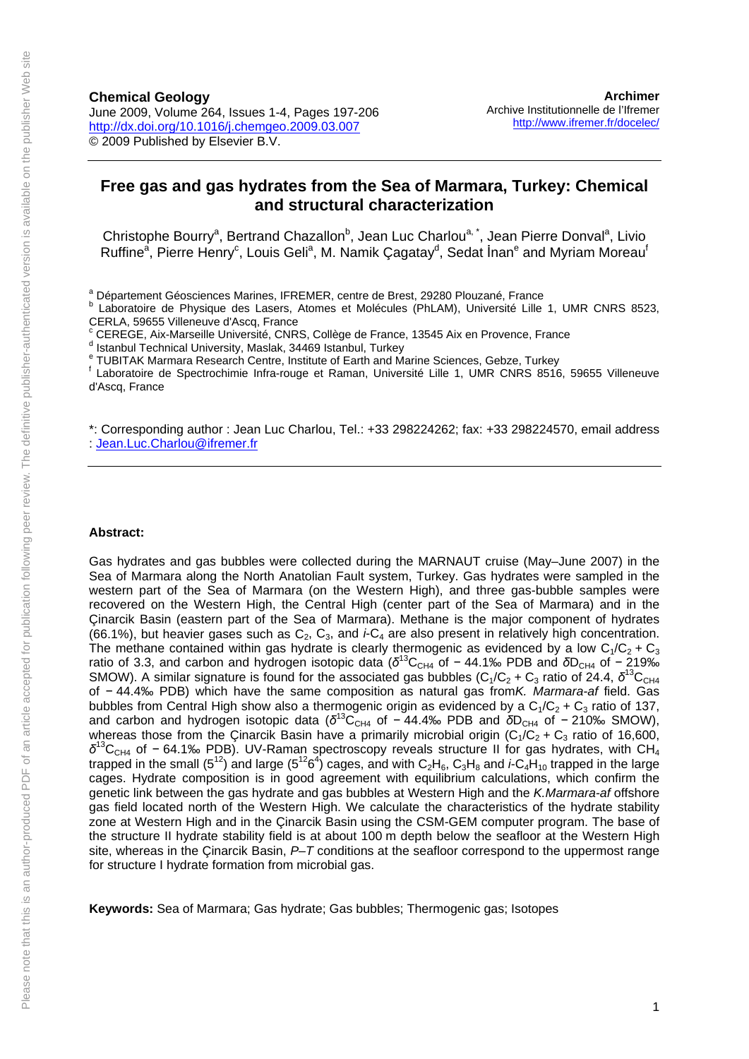**Chemical Geology**
June 2009, Volume 264, Issues 1-4, Pages 197-206
http://dx.doi.org/10.1016/j.chemgeo.2009.03.007
© 2009 Published by Elsevier B.V.

**Archimer**
Archive Institutionnelle de l'Ifremer
http://www.ifremer.fr/docelec/

# Free gas and gas hydrates from the Sea of Marmara, Turkey: Chemical and structural characterization

Christophe Bourry[a], Bertrand Chazallon[b], Jean Luc Charlou[a, *], Jean Pierre Donval[a], Livio Ruffine[a], Pierre Henry[c], Louis Geli[a], M. Namik Çagatay[d], Sedat İnan[e] and Myriam Moreau[f]

[a] Département Géosciences Marines, IFREMER, centre de Brest, 29280 Plouzané, France
[b] Laboratoire de Physique des Lasers, Atomes et Molécules (PhLAM), Université Lille 1, UMR CNRS 8523, CERLA, 59655 Villeneuve d'Ascq, France
[c] CEREGE, Aix-Marseille Université, CNRS, Collège de France, 13545 Aix en Provence, France
[d] Istanbul Technical University, Maslak, 34469 Istanbul, Turkey
[e] TUBITAK Marmara Research Centre, Institute of Earth and Marine Sciences, Gebze, Turkey
[f] Laboratoire de Spectrochimie Infra-rouge et Raman, Université Lille 1, UMR CNRS 8516, 59655 Villeneuve d'Ascq, France

*: Corresponding author : Jean Luc Charlou, Tel.: +33 298224262; fax: +33 298224570, email address : Jean.Luc.Charlou@ifremer.fr

**Abstract:**

Gas hydrates and gas bubbles were collected during the MARNAUT cruise (May–June 2007) in the Sea of Marmara along the North Anatolian Fault system, Turkey. Gas hydrates were sampled in the western part of the Sea of Marmara (on the Western High), and three gas-bubble samples were recovered on the Western High, the Central High (center part of the Sea of Marmara) and in the Çinarcik Basin (eastern part of the Sea of Marmara). Methane is the major component of hydrates (66.1%), but heavier gases such as $C_2$, $C_3$, and *i*-$C_4$ are also present in relatively high concentration. The methane contained within gas hydrate is clearly thermogenic as evidenced by a low $C_1/C_2 + C_3$ ratio of 3.3, and carbon and hydrogen isotopic data ($\delta^{13}C_{CH4}$ of − 44.1‰ PDB and $\delta D_{CH4}$ of − 219‰ SMOW). A similar signature is found for the associated gas bubbles ($C_1/C_2 + C_3$ ratio of 24.4, $\delta^{13}C_{CH4}$ of − 44.4‰ PDB) which have the same composition as natural gas from*K. Marmara-af* field. Gas bubbles from Central High show also a thermogenic origin as evidenced by a $C_1/C_2 + C_3$ ratio of 137, and carbon and hydrogen isotopic data ($\delta^{13}C_{CH4}$ of − 44.4‰ PDB and $\delta D_{CH4}$ of − 210‰ SMOW), whereas those from the Çinarcik Basin have a primarily microbial origin ($C_1/C_2 + C_3$ ratio of 16,600, $\delta^{13}C_{CH4}$ of − 64.1‰ PDB). UV-Raman spectroscopy reveals structure II for gas hydrates, with $CH_4$ trapped in the small ($5^{12}$) and large ($5^{12}6^4$) cages, and with $C_2H_6$, $C_3H_8$ and *i*-$C_4H_{10}$ trapped in the large cages. Hydrate composition is in good agreement with equilibrium calculations, which confirm the genetic link between the gas hydrate and gas bubbles at Western High and the *K.Marmara-af* offshore gas field located north of the Western High. We calculate the characteristics of the hydrate stability zone at Western High and in the Çinarcik Basin using the CSM-GEM computer program. The base of the structure II hydrate stability field is at about 100 m depth below the seafloor at the Western High site, whereas in the Çinarcik Basin, *P*–*T* conditions at the seafloor correspond to the uppermost range for structure I hydrate formation from microbial gas.

**Keywords:** Sea of Marmara; Gas hydrate; Gas bubbles; Thermogenic gas; Isotopes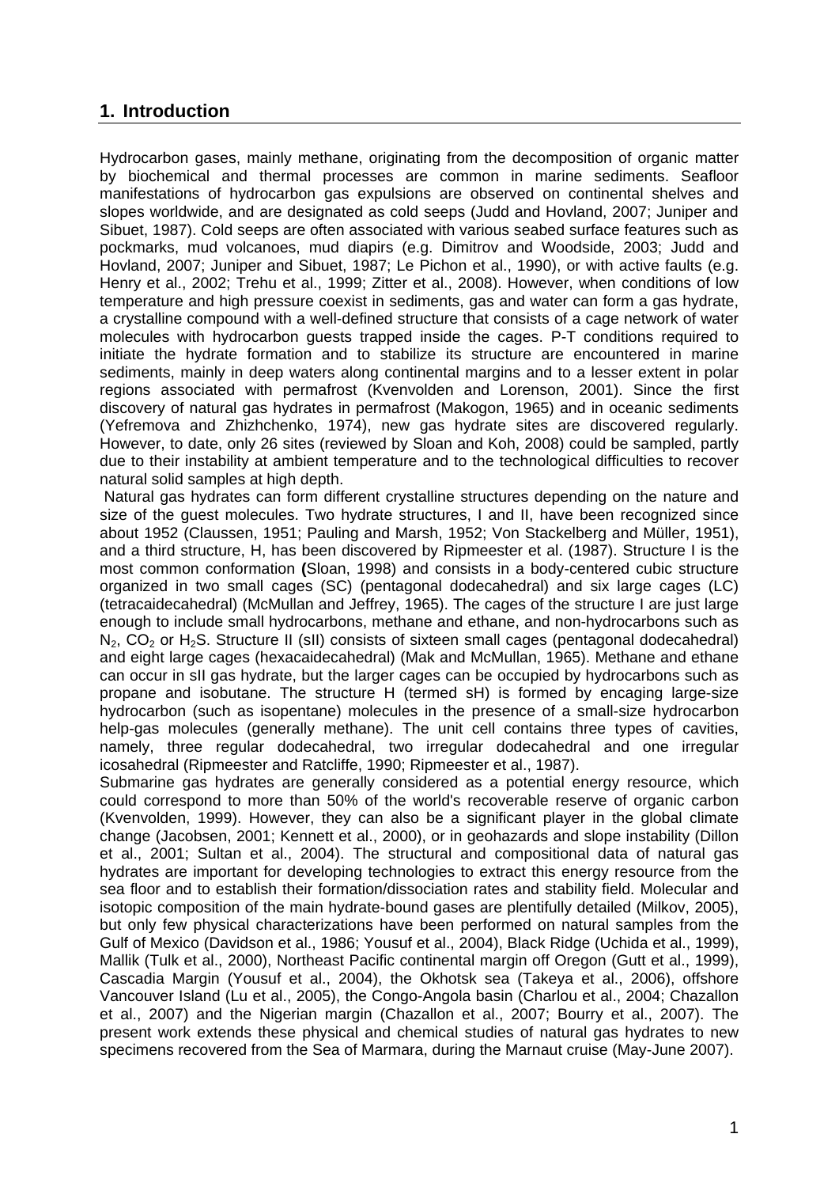## 1. Introduction

Hydrocarbon gases, mainly methane, originating from the decomposition of organic matter by biochemical and thermal processes are common in marine sediments. Seafloor manifestations of hydrocarbon gas expulsions are observed on continental shelves and slopes worldwide, and are designated as cold seeps (Judd and Hovland, 2007; Juniper and Sibuet, 1987). Cold seeps are often associated with various seabed surface features such as pockmarks, mud volcanoes, mud diapirs (e.g. Dimitrov and Woodside, 2003; Judd and Hovland, 2007; Juniper and Sibuet, 1987; Le Pichon et al., 1990), or with active faults (e.g. Henry et al., 2002; Trehu et al., 1999; Zitter et al., 2008). However, when conditions of low temperature and high pressure coexist in sediments, gas and water can form a gas hydrate, a crystalline compound with a well-defined structure that consists of a cage network of water molecules with hydrocarbon guests trapped inside the cages. P-T conditions required to initiate the hydrate formation and to stabilize its structure are encountered in marine sediments, mainly in deep waters along continental margins and to a lesser extent in polar regions associated with permafrost (Kvenvolden and Lorenson, 2001). Since the first discovery of natural gas hydrates in permafrost (Makogon, 1965) and in oceanic sediments (Yefremova and Zhizhchenko, 1974), new gas hydrate sites are discovered regularly. However, to date, only 26 sites (reviewed by Sloan and Koh, 2008) could be sampled, partly due to their instability at ambient temperature and to the technological difficulties to recover natural solid samples at high depth.

Natural gas hydrates can form different crystalline structures depending on the nature and size of the guest molecules. Two hydrate structures, I and II, have been recognized since about 1952 (Claussen, 1951; Pauling and Marsh, 1952; Von Stackelberg and Müller, 1951), and a third structure, H, has been discovered by Ripmeester et al. (1987). Structure I is the most common conformation **(**Sloan, 1998) and consists in a body-centered cubic structure organized in two small cages (SC) (pentagonal dodecahedral) and six large cages (LC) (tetracaidecahedral) (McMullan and Jeffrey, 1965). The cages of the structure I are just large enough to include small hydrocarbons, methane and ethane, and non-hydrocarbons such as $N_2$, $CO_2$ or $H_2S$. Structure II (sII) consists of sixteen small cages (pentagonal dodecahedral) and eight large cages (hexacaidecahedral) (Mak and McMullan, 1965). Methane and ethane can occur in sII gas hydrate, but the larger cages can be occupied by hydrocarbons such as propane and isobutane. The structure H (termed sH) is formed by encaging large-size hydrocarbon (such as isopentane) molecules in the presence of a small-size hydrocarbon help-gas molecules (generally methane). The unit cell contains three types of cavities, namely, three regular dodecahedral, two irregular dodecahedral and one irregular icosahedral (Ripmeester and Ratcliffe, 1990; Ripmeester et al., 1987).

Submarine gas hydrates are generally considered as a potential energy resource, which could correspond to more than 50% of the world's recoverable reserve of organic carbon (Kvenvolden, 1999). However, they can also be a significant player in the global climate change (Jacobsen, 2001; Kennett et al., 2000), or in geohazards and slope instability (Dillon et al., 2001; Sultan et al., 2004). The structural and compositional data of natural gas hydrates are important for developing technologies to extract this energy resource from the sea floor and to establish their formation/dissociation rates and stability field. Molecular and isotopic composition of the main hydrate-bound gases are plentifully detailed (Milkov, 2005), but only few physical characterizations have been performed on natural samples from the Gulf of Mexico (Davidson et al., 1986; Yousuf et al., 2004), Black Ridge (Uchida et al., 1999), Mallik (Tulk et al., 2000), Northeast Pacific continental margin off Oregon (Gutt et al., 1999), Cascadia Margin (Yousuf et al., 2004), the Okhotsk sea (Takeya et al., 2006), offshore Vancouver Island (Lu et al., 2005), the Congo-Angola basin (Charlou et al., 2004; Chazallon et al., 2007) and the Nigerian margin (Chazallon et al., 2007; Bourry et al., 2007). The present work extends these physical and chemical studies of natural gas hydrates to new specimens recovered from the Sea of Marmara, during the Marnaut cruise (May-June 2007).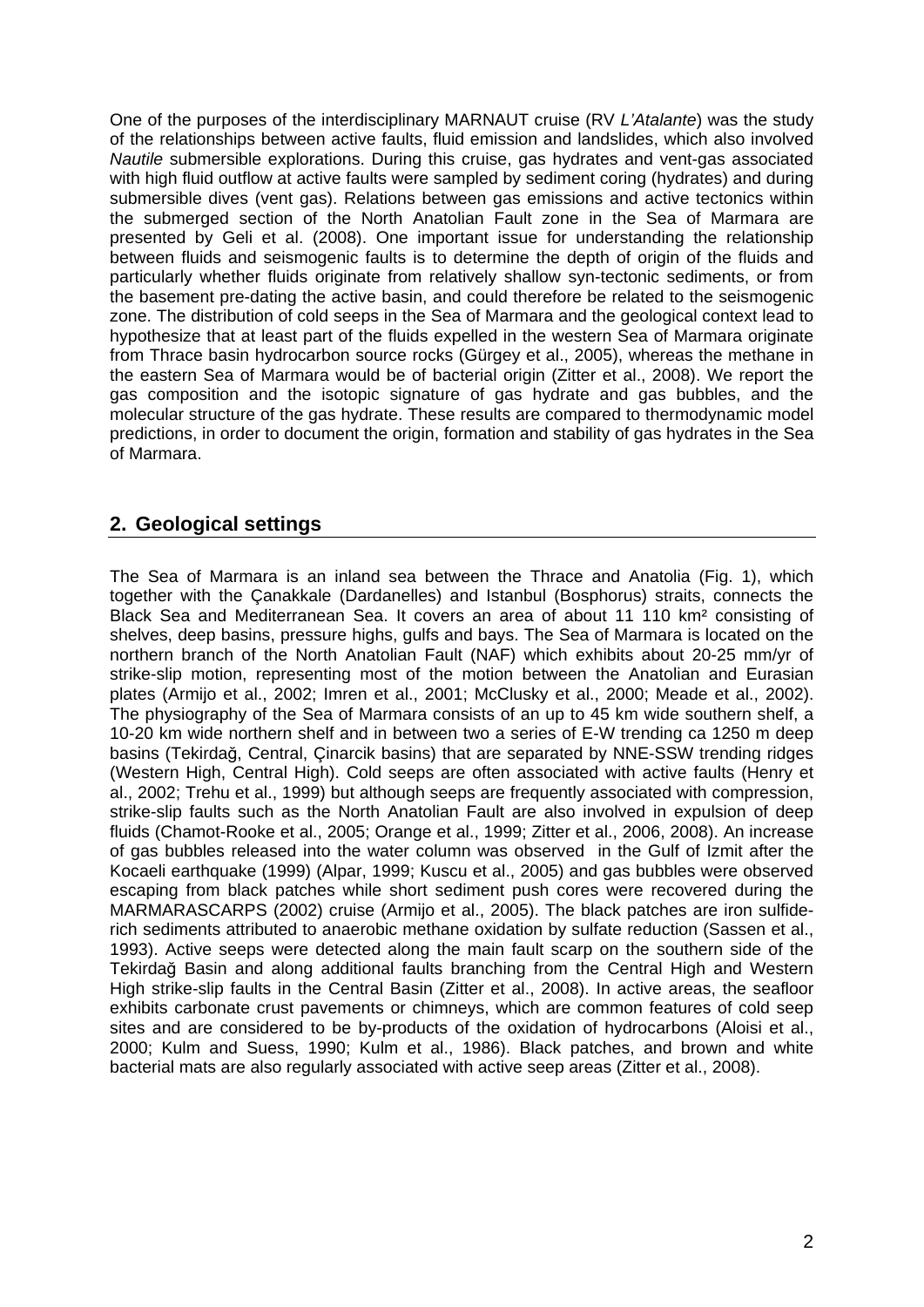One of the purposes of the interdisciplinary MARNAUT cruise (RV *L'Atalante*) was the study of the relationships between active faults, fluid emission and landslides, which also involved *Nautile* submersible explorations. During this cruise, gas hydrates and vent-gas associated with high fluid outflow at active faults were sampled by sediment coring (hydrates) and during submersible dives (vent gas). Relations between gas emissions and active tectonics within the submerged section of the North Anatolian Fault zone in the Sea of Marmara are presented by Geli et al. (2008). One important issue for understanding the relationship between fluids and seismogenic faults is to determine the depth of origin of the fluids and particularly whether fluids originate from relatively shallow syn-tectonic sediments, or from the basement pre-dating the active basin, and could therefore be related to the seismogenic zone. The distribution of cold seeps in the Sea of Marmara and the geological context lead to hypothesize that at least part of the fluids expelled in the western Sea of Marmara originate from Thrace basin hydrocarbon source rocks (Gürgey et al., 2005), whereas the methane in the eastern Sea of Marmara would be of bacterial origin (Zitter et al., 2008). We report the gas composition and the isotopic signature of gas hydrate and gas bubbles, and the molecular structure of the gas hydrate. These results are compared to thermodynamic model predictions, in order to document the origin, formation and stability of gas hydrates in the Sea of Marmara.

## 2. Geological settings

The Sea of Marmara is an inland sea between the Thrace and Anatolia (Fig. 1), which together with the Çanakkale (Dardanelles) and Istanbul (Bosphorus) straits, connects the Black Sea and Mediterranean Sea. It covers an area of about 11 110 km² consisting of shelves, deep basins, pressure highs, gulfs and bays. The Sea of Marmara is located on the northern branch of the North Anatolian Fault (NAF) which exhibits about 20-25 mm/yr of strike-slip motion, representing most of the motion between the Anatolian and Eurasian plates (Armijo et al., 2002; Imren et al., 2001; McClusky et al., 2000; Meade et al., 2002). The physiography of the Sea of Marmara consists of an up to 45 km wide southern shelf, a 10-20 km wide northern shelf and in between two a series of E-W trending ca 1250 m deep basins (Tekirdağ, Central, Çinarcik basins) that are separated by NNE-SSW trending ridges (Western High, Central High). Cold seeps are often associated with active faults (Henry et al., 2002; Trehu et al., 1999) but although seeps are frequently associated with compression, strike-slip faults such as the North Anatolian Fault are also involved in expulsion of deep fluids (Chamot-Rooke et al., 2005; Orange et al., 1999; Zitter et al., 2006, 2008). An increase of gas bubbles released into the water column was observed in the Gulf of Izmit after the Kocaeli earthquake (1999) (Alpar, 1999; Kuscu et al., 2005) and gas bubbles were observed escaping from black patches while short sediment push cores were recovered during the MARMARASCARPS (2002) cruise (Armijo et al., 2005). The black patches are iron sulfide-rich sediments attributed to anaerobic methane oxidation by sulfate reduction (Sassen et al., 1993). Active seeps were detected along the main fault scarp on the southern side of the Tekirdağ Basin and along additional faults branching from the Central High and Western High strike-slip faults in the Central Basin (Zitter et al., 2008). In active areas, the seafloor exhibits carbonate crust pavements or chimneys, which are common features of cold seep sites and are considered to be by-products of the oxidation of hydrocarbons (Aloisi et al., 2000; Kulm and Suess, 1990; Kulm et al., 1986). Black patches, and brown and white bacterial mats are also regularly associated with active seep areas (Zitter et al., 2008).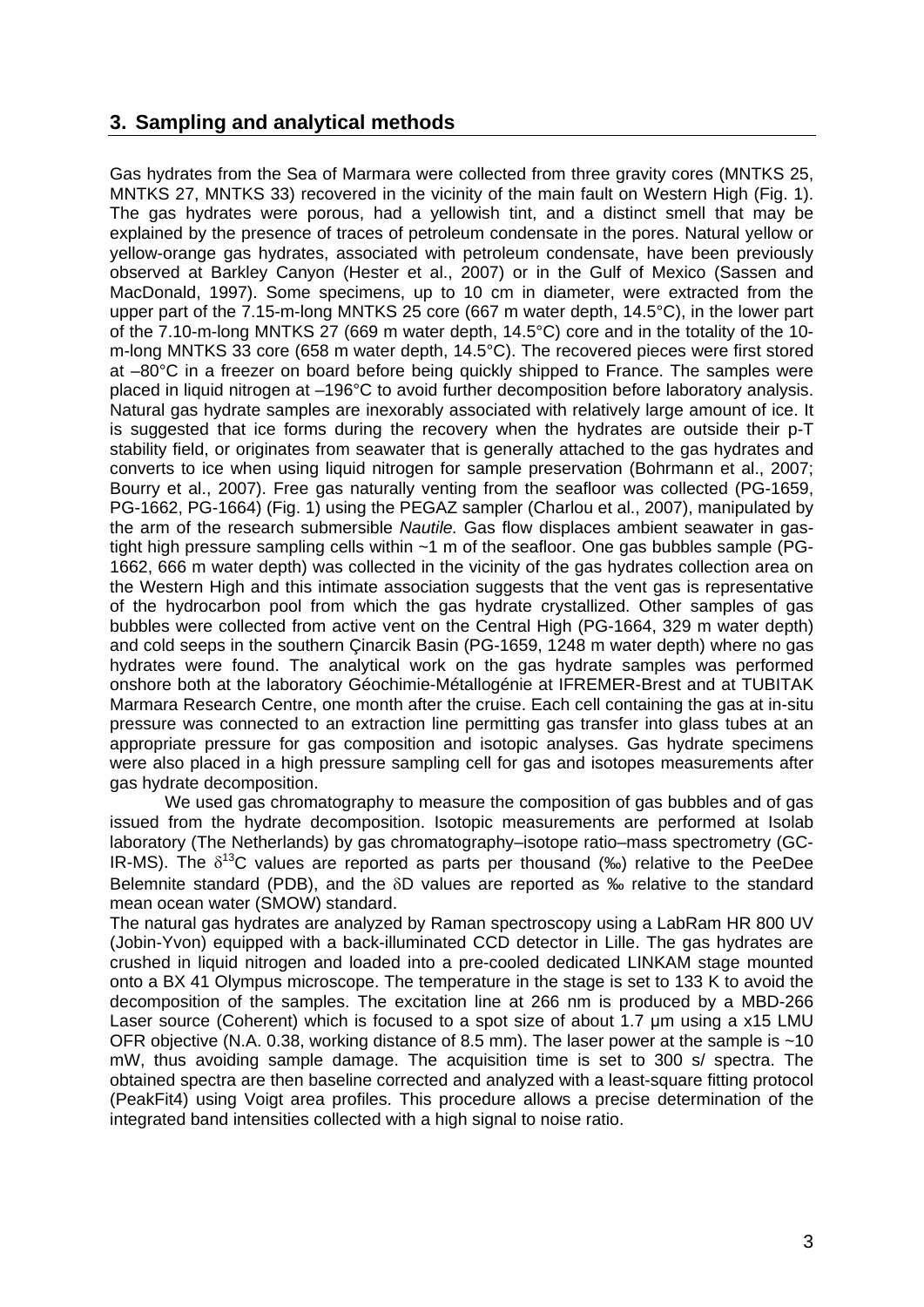## 3. Sampling and analytical methods

Gas hydrates from the Sea of Marmara were collected from three gravity cores (MNTKS 25, MNTKS 27, MNTKS 33) recovered in the vicinity of the main fault on Western High (Fig. 1). The gas hydrates were porous, had a yellowish tint, and a distinct smell that may be explained by the presence of traces of petroleum condensate in the pores. Natural yellow or yellow-orange gas hydrates, associated with petroleum condensate, have been previously observed at Barkley Canyon (Hester et al., 2007) or in the Gulf of Mexico (Sassen and MacDonald, 1997). Some specimens, up to 10 cm in diameter, were extracted from the upper part of the 7.15-m-long MNTKS 25 core (667 m water depth, 14.5°C), in the lower part of the 7.10-m-long MNTKS 27 (669 m water depth, 14.5°C) core and in the totality of the 10-m-long MNTKS 33 core (658 m water depth, 14.5°C). The recovered pieces were first stored at –80°C in a freezer on board before being quickly shipped to France. The samples were placed in liquid nitrogen at –196°C to avoid further decomposition before laboratory analysis. Natural gas hydrate samples are inexorably associated with relatively large amount of ice. It is suggested that ice forms during the recovery when the hydrates are outside their p-T stability field, or originates from seawater that is generally attached to the gas hydrates and converts to ice when using liquid nitrogen for sample preservation (Bohrmann et al., 2007; Bourry et al., 2007). Free gas naturally venting from the seafloor was collected (PG-1659, PG-1662, PG-1664) (Fig. 1) using the PEGAZ sampler (Charlou et al., 2007), manipulated by the arm of the research submersible *Nautile.* Gas flow displaces ambient seawater in gas-tight high pressure sampling cells within ~1 m of the seafloor. One gas bubbles sample (PG-1662, 666 m water depth) was collected in the vicinity of the gas hydrates collection area on the Western High and this intimate association suggests that the vent gas is representative of the hydrocarbon pool from which the gas hydrate crystallized. Other samples of gas bubbles were collected from active vent on the Central High (PG-1664, 329 m water depth) and cold seeps in the southern Çinarcik Basin (PG-1659, 1248 m water depth) where no gas hydrates were found. The analytical work on the gas hydrate samples was performed onshore both at the laboratory Géochimie-Métallogénie at IFREMER-Brest and at TUBITAK Marmara Research Centre, one month after the cruise. Each cell containing the gas at in-situ pressure was connected to an extraction line permitting gas transfer into glass tubes at an appropriate pressure for gas composition and isotopic analyses. Gas hydrate specimens were also placed in a high pressure sampling cell for gas and isotopes measurements after gas hydrate decomposition.

We used gas chromatography to measure the composition of gas bubbles and of gas issued from the hydrate decomposition. Isotopic measurements are performed at Isolab laboratory (The Netherlands) by gas chromatography–isotope ratio–mass spectrometry (GC-IR-MS). The $\delta^{13}C$ values are reported as parts per thousand (‰) relative to the PeeDee Belemnite standard (PDB), and the $\delta D$ values are reported as ‰ relative to the standard mean ocean water (SMOW) standard.

The natural gas hydrates are analyzed by Raman spectroscopy using a LabRam HR 800 UV (Jobin-Yvon) equipped with a back-illuminated CCD detector in Lille. The gas hydrates are crushed in liquid nitrogen and loaded into a pre-cooled dedicated LINKAM stage mounted onto a BX 41 Olympus microscope. The temperature in the stage is set to 133 K to avoid the decomposition of the samples. The excitation line at 266 nm is produced by a MBD-266 Laser source (Coherent) which is focused to a spot size of about 1.7 µm using a x15 LMU OFR objective (N.A. 0.38, working distance of 8.5 mm). The laser power at the sample is ~10 mW, thus avoiding sample damage. The acquisition time is set to 300 s/ spectra. The obtained spectra are then baseline corrected and analyzed with a least-square fitting protocol (PeakFit4) using Voigt area profiles. This procedure allows a precise determination of the integrated band intensities collected with a high signal to noise ratio.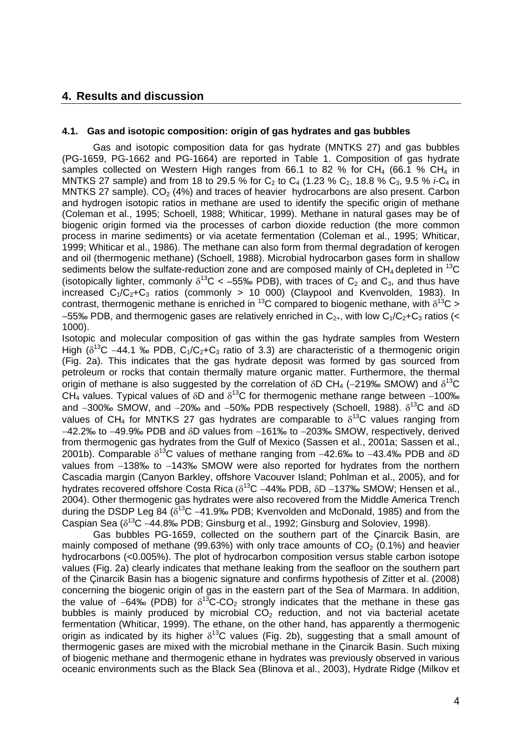## 4. Results and discussion

### 4.1. Gas and isotopic composition: origin of gas hydrates and gas bubbles

Gas and isotopic composition data for gas hydrate (MNTKS 27) and gas bubbles (PG-1659, PG-1662 and PG-1664) are reported in Table 1. Composition of gas hydrate samples collected on Western High ranges from 66.1 to 82 % for $CH_4$ (66.1 % $CH_4$ in MNTKS 27 sample) and from 18 to 29.5 % for $C_2$ to $C_4$ (1.23 % $C_2$, 18.8 % $C_3$, 9.5 % *i*-$C_4$ in MNTKS 27 sample). $CO_2$ (4%) and traces of heavier hydrocarbons are also present. Carbon and hydrogen isotopic ratios in methane are used to identify the specific origin of methane (Coleman et al., 1995; Schoell, 1988; Whiticar, 1999). Methane in natural gases may be of biogenic origin formed via the processes of carbon dioxide reduction (the more common process in marine sediments) or via acetate fermentation (Coleman et al., 1995; Whiticar, 1999; Whiticar et al., 1986). The methane can also form from thermal degradation of kerogen and oil (thermogenic methane) (Schoell, 1988). Microbial hydrocarbon gases form in shallow sediments below the sulfate-reduction zone and are composed mainly of $CH_4$ depleted in $^{13}C$ (isotopically lighter, commonly $\delta^{13}C < -55‰$ PDB), with traces of $C_2$ and $C_3$, and thus have increased $C_1/C_2{+}C_3$ ratios (commonly > 10 000) (Claypool and Kvenvolden, 1983). In contrast, thermogenic methane is enriched in $^{13}C$ compared to biogenic methane, with $\delta^{13}C > -55‰$ PDB, and thermogenic gases are relatively enriched in $C_{2+}$, with low $C_1/C_2{+}C_3$ ratios (< 1000).

Isotopic and molecular composition of gas within the gas hydrate samples from Western High ($\delta^{13}C$ −44.1 ‰ PDB, $C_1/C_2{+}C_3$ ratio of 3.3) are characteristic of a thermogenic origin (Fig. 2a). This indicates that the gas hydrate deposit was formed by gas sourced from petroleum or rocks that contain thermally mature organic matter. Furthermore, the thermal origin of methane is also suggested by the correlation of $\delta D$ $CH_4$ (−219‰ SMOW) and $\delta^{13}C$ $CH_4$ values. Typical values of $\delta D$ and $\delta^{13}C$ for thermogenic methane range between −100‰ and −300‰ SMOW, and −20‰ and −50‰ PDB respectively (Schoell, 1988). $\delta^{13}C$ and $\delta D$ values of $CH_4$ for MNTKS 27 gas hydrates are comparable to $\delta^{13}C$ values ranging from −42.2‰ to −49.9‰ PDB and $\delta D$ values from −161‰ to −203‰ SMOW, respectively, derived from thermogenic gas hydrates from the Gulf of Mexico (Sassen et al., 2001a; Sassen et al., 2001b). Comparable $\delta^{13}C$ values of methane ranging from −42.6‰ to −43.4‰ PDB and $\delta D$ values from −138‰ to −143‰ SMOW were also reported for hydrates from the northern Cascadia margin (Canyon Barkley, offshore Vacouver Island; Pohlman et al., 2005), and for hydrates recovered offshore Costa Rica ($\delta^{13}C$ −44‰ PDB, $\delta D$ −137‰ SMOW; Hensen et al., 2004). Other thermogenic gas hydrates were also recovered from the Middle America Trench during the DSDP Leg 84 ($\delta^{13}C$ −41.9‰ PDB; Kvenvolden and McDonald, 1985) and from the Caspian Sea ($\delta^{13}C$ −44.8‰ PDB; Ginsburg et al., 1992; Ginsburg and Soloviev, 1998).

Gas bubbles PG-1659, collected on the southern part of the Çinarcik Basin, are mainly composed of methane (99.63%) with only trace amounts of $CO_2$ (0.1%) and heavier hydrocarbons (<0.005%). The plot of hydrocarbon composition versus stable carbon isotope values (Fig. 2a) clearly indicates that methane leaking from the seafloor on the southern part of the Çinarcik Basin has a biogenic signature and confirms hypothesis of Zitter et al. (2008) concerning the biogenic origin of gas in the eastern part of the Sea of Marmara. In addition, the value of −64‰ (PDB) for $\delta^{13}C$-$CO_2$ strongly indicates that the methane in these gas bubbles is mainly produced by microbial $CO_2$ reduction, and not via bacterial acetate fermentation (Whiticar, 1999). The ethane, on the other hand, has apparently a thermogenic origin as indicated by its higher $\delta^{13}C$ values (Fig. 2b), suggesting that a small amount of thermogenic gases are mixed with the microbial methane in the Çinarcik Basin. Such mixing of biogenic methane and thermogenic ethane in hydrates was previously observed in various oceanic environments such as the Black Sea (Blinova et al., 2003), Hydrate Ridge (Milkov et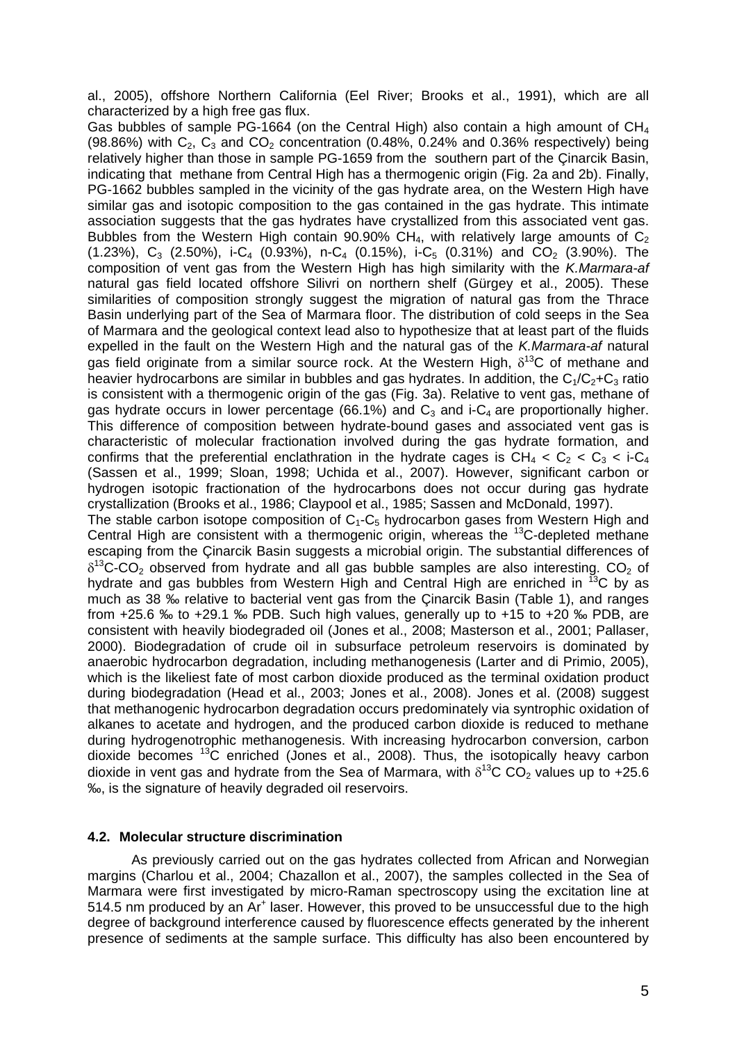al., 2005), offshore Northern California (Eel River; Brooks et al., 1991), which are all characterized by a high free gas flux.

Gas bubbles of sample PG-1664 (on the Central High) also contain a high amount of $CH_4$ (98.86%) with $C_2$, $C_3$ and $CO_2$ concentration (0.48%, 0.24% and 0.36% respectively) being relatively higher than those in sample PG-1659 from the southern part of the Çinarcik Basin, indicating that methane from Central High has a thermogenic origin (Fig. 2a and 2b). Finally, PG-1662 bubbles sampled in the vicinity of the gas hydrate area, on the Western High have similar gas and isotopic composition to the gas contained in the gas hydrate. This intimate association suggests that the gas hydrates have crystallized from this associated vent gas. Bubbles from the Western High contain 90.90% $CH_4$, with relatively large amounts of $C_2$ (1.23%), $C_3$ (2.50%), i-$C_4$ (0.93%), n-$C_4$ (0.15%), i-$C_5$ (0.31%) and $CO_2$ (3.90%). The composition of vent gas from the Western High has high similarity with the *K.Marmara-af* natural gas field located offshore Silivri on northern shelf (Gürgey et al., 2005). These similarities of composition strongly suggest the migration of natural gas from the Thrace Basin underlying part of the Sea of Marmara floor. The distribution of cold seeps in the Sea of Marmara and the geological context lead also to hypothesize that at least part of the fluids expelled in the fault on the Western High and the natural gas of the *K.Marmara-af* natural gas field originate from a similar source rock. At the Western High, $\delta^{13}C$ of methane and heavier hydrocarbons are similar in bubbles and gas hydrates. In addition, the $C_1/C_2+C_3$ ratio is consistent with a thermogenic origin of the gas (Fig. 3a). Relative to vent gas, methane of gas hydrate occurs in lower percentage (66.1%) and $C_3$ and i-$C_4$ are proportionally higher. This difference of composition between hydrate-bound gases and associated vent gas is characteristic of molecular fractionation involved during the gas hydrate formation, and confirms that the preferential enclathration in the hydrate cages is $CH_4 < C_2 < C_3 <$ i-$C_4$ (Sassen et al., 1999; Sloan, 1998; Uchida et al., 2007). However, significant carbon or hydrogen isotopic fractionation of the hydrocarbons does not occur during gas hydrate crystallization (Brooks et al., 1986; Claypool et al., 1985; Sassen and McDonald, 1997).

The stable carbon isotope composition of $C_1$-$C_5$ hydrocarbon gases from Western High and Central High are consistent with a thermogenic origin, whereas the $^{13}C$-depleted methane escaping from the Çinarcik Basin suggests a microbial origin. The substantial differences of $\delta^{13}C$-$CO_2$ observed from hydrate and all gas bubble samples are also interesting. $CO_2$ of hydrate and gas bubbles from Western High and Central High are enriched in $^{13}C$ by as much as 38 ‰ relative to bacterial vent gas from the Çinarcik Basin (Table 1), and ranges from +25.6 ‰ to +29.1 ‰ PDB. Such high values, generally up to +15 to +20 ‰ PDB, are consistent with heavily biodegraded oil (Jones et al., 2008; Masterson et al., 2001; Pallaser, 2000). Biodegradation of crude oil in subsurface petroleum reservoirs is dominated by anaerobic hydrocarbon degradation, including methanogenesis (Larter and di Primio, 2005), which is the likeliest fate of most carbon dioxide produced as the terminal oxidation product during biodegradation (Head et al., 2003; Jones et al., 2008). Jones et al. (2008) suggest that methanogenic hydrocarbon degradation occurs predominately via syntrophic oxidation of alkanes to acetate and hydrogen, and the produced carbon dioxide is reduced to methane during hydrogenotrophic methanogenesis. With increasing hydrocarbon conversion, carbon dioxide becomes $^{13}C$ enriched (Jones et al., 2008). Thus, the isotopically heavy carbon dioxide in vent gas and hydrate from the Sea of Marmara, with $\delta^{13}C$ $CO_2$ values up to +25.6 ‰, is the signature of heavily degraded oil reservoirs.

### 4.2. Molecular structure discrimination

As previously carried out on the gas hydrates collected from African and Norwegian margins (Charlou et al., 2004; Chazallon et al., 2007), the samples collected in the Sea of Marmara were first investigated by micro-Raman spectroscopy using the excitation line at 514.5 nm produced by an $Ar^+$ laser. However, this proved to be unsuccessful due to the high degree of background interference caused by fluorescence effects generated by the inherent presence of sediments at the sample surface. This difficulty has also been encountered by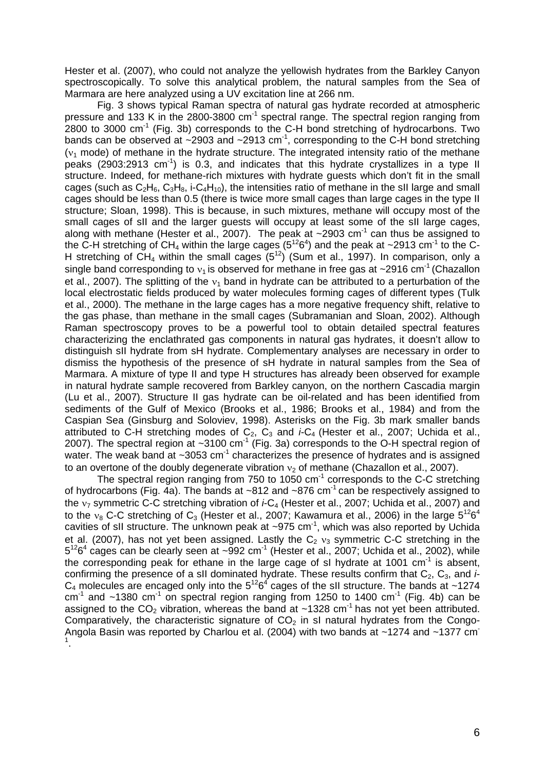Hester et al. (2007), who could not analyze the yellowish hydrates from the Barkley Canyon spectroscopically. To solve this analytical problem, the natural samples from the Sea of Marmara are here analyzed using a UV excitation line at 266 nm.

Fig. 3 shows typical Raman spectra of natural gas hydrate recorded at atmospheric pressure and 133 K in the 2800-3800 $cm^{-1}$ spectral range. The spectral region ranging from 2800 to 3000 $cm^{-1}$ (Fig. 3b) corresponds to the C-H bond stretching of hydrocarbons. Two bands can be observed at ~2903 and ~2913 $cm^{-1}$, corresponding to the C-H bond stretching ($\nu_1$ mode) of methane in the hydrate structure. The integrated intensity ratio of the methane peaks (2903:2913 $cm^{-1}$) is 0.3, and indicates that this hydrate crystallizes in a type II structure. Indeed, for methane-rich mixtures with hydrate guests which don't fit in the small cages (such as $C_2H_6$, $C_3H_8$, i-$C_4H_{10}$), the intensities ratio of methane in the sII large and small cages should be less than 0.5 (there is twice more small cages than large cages in the type II structure; Sloan, 1998). This is because, in such mixtures, methane will occupy most of the small cages of sII and the larger guests will occupy at least some of the sII large cages, along with methane (Hester et al., 2007). The peak at ~2903 $cm^{-1}$ can thus be assigned to the C-H stretching of $CH_4$ within the large cages ($5^{12}6^4$) and the peak at ~2913 $cm^{-1}$ to the C-H stretching of $CH_4$ within the small cages ($5^{12}$) (Sum et al., 1997). In comparison, only a single band corresponding to $\nu_1$ is observed for methane in free gas at ~2916 $cm^{-1}$ (Chazallon et al., 2007). The splitting of the $\nu_1$ band in hydrate can be attributed to a perturbation of the local electrostatic fields produced by water molecules forming cages of different types (Tulk et al., 2000). The methane in the large cages has a more negative frequency shift, relative to the gas phase, than methane in the small cages (Subramanian and Sloan, 2002). Although Raman spectroscopy proves to be a powerful tool to obtain detailed spectral features characterizing the enclathrated gas components in natural gas hydrates, it doesn't allow to distinguish sII hydrate from sH hydrate. Complementary analyses are necessary in order to dismiss the hypothesis of the presence of sH hydrate in natural samples from the Sea of Marmara. A mixture of type II and type H structures has already been observed for example in natural hydrate sample recovered from Barkley canyon, on the northern Cascadia margin (Lu et al., 2007). Structure II gas hydrate can be oil-related and has been identified from sediments of the Gulf of Mexico (Brooks et al., 1986; Brooks et al., 1984) and from the Caspian Sea (Ginsburg and Soloviev, 1998). Asterisks on the Fig. 3b mark smaller bands attributed to C-H stretching modes of $C_2$, $C_3$ and *i*-$C_4$ (Hester et al., 2007; Uchida et al., 2007). The spectral region at ~3100 $cm^{-1}$ (Fig. 3a) corresponds to the O-H spectral region of water. The weak band at ~3053 $cm^{-1}$ characterizes the presence of hydrates and is assigned to an overtone of the doubly degenerate vibration $\nu_2$ of methane (Chazallon et al., 2007).

The spectral region ranging from 750 to 1050 $cm^{-1}$ corresponds to the C-C stretching of hydrocarbons (Fig. 4a). The bands at ~812 and ~876 $cm^{-1}$ can be respectively assigned to the $\nu_7$ symmetric C-C stretching vibration of *i*-$C_4$ (Hester et al., 2007; Uchida et al., 2007) and to the $\nu_8$ C-C stretching of $C_3$ (Hester et al., 2007; Kawamura et al., 2006) in the large $5^{12}6^4$ cavities of sII structure. The unknown peak at ~975 $cm^{-1}$, which was also reported by Uchida et al. (2007), has not yet been assigned. Lastly the $C_2$ $\nu_3$ symmetric C-C stretching in the $5^{12}6^4$ cages can be clearly seen at ~992 $cm^{-1}$ (Hester et al., 2007; Uchida et al., 2002), while the corresponding peak for ethane in the large cage of sI hydrate at 1001 $cm^{-1}$ is absent, confirming the presence of a sII dominated hydrate. These results confirm that $C_2$, $C_3$, and *i*-$C_4$ molecules are encaged only into the $5^{12}6^4$ cages of the sII structure. The bands at ~1274 $cm^{-1}$ and ~1380 $cm^{-1}$ on spectral region ranging from 1250 to 1400 $cm^{-1}$ (Fig. 4b) can be assigned to the $CO_2$ vibration, whereas the band at ~1328 $cm^{-1}$ has not yet been attributed. Comparatively, the characteristic signature of $CO_2$ in sI natural hydrates from the Congo-Angola Basin was reported by Charlou et al. (2004) with two bands at ~1274 and ~1377 $cm^{-1}$.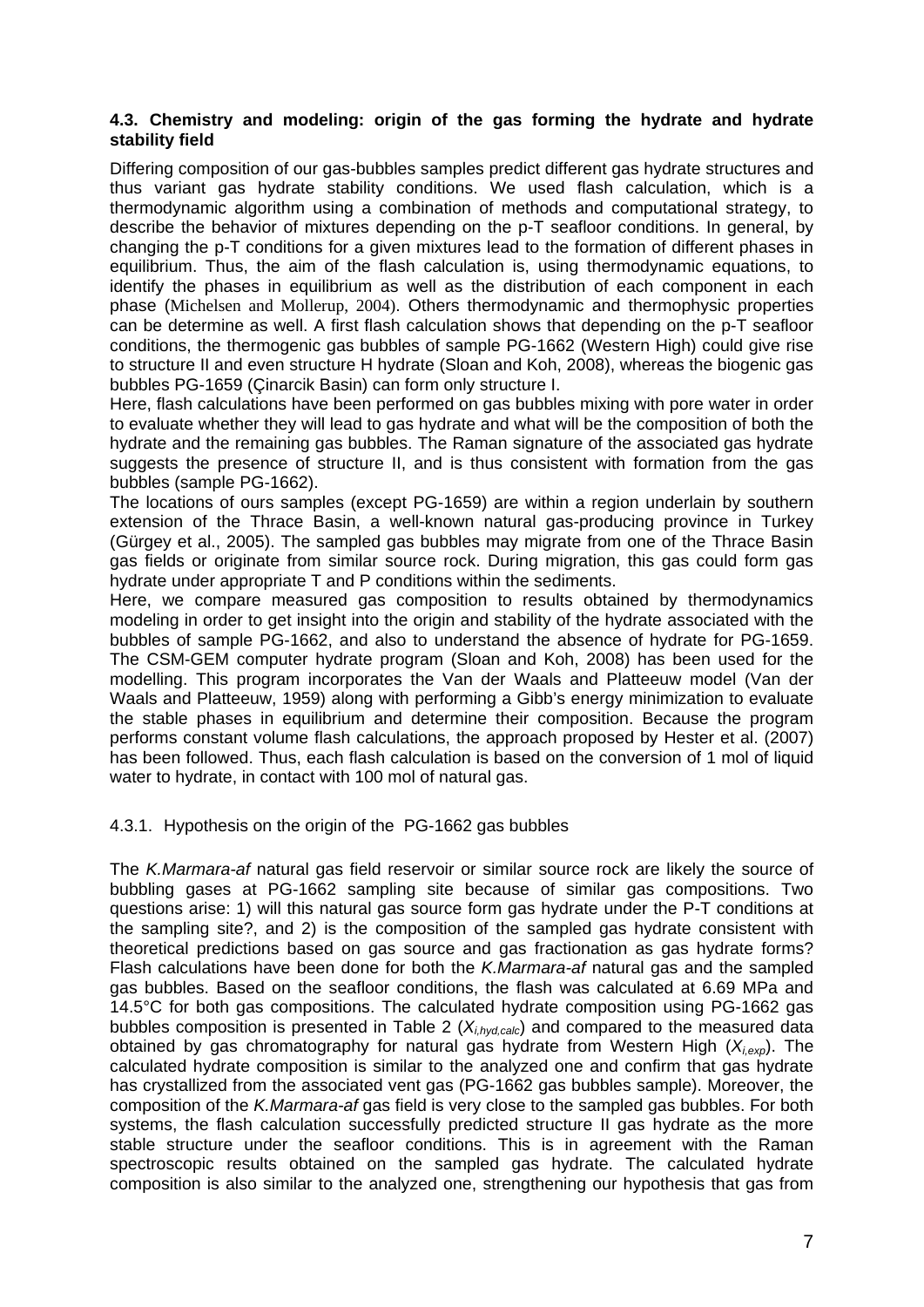### 4.3. Chemistry and modeling: origin of the gas forming the hydrate and hydrate stability field

Differing composition of our gas-bubbles samples predict different gas hydrate structures and thus variant gas hydrate stability conditions. We used flash calculation, which is a thermodynamic algorithm using a combination of methods and computational strategy, to describe the behavior of mixtures depending on the p-T seafloor conditions. In general, by changing the p-T conditions for a given mixtures lead to the formation of different phases in equilibrium. Thus, the aim of the flash calculation is, using thermodynamic equations, to identify the phases in equilibrium as well as the distribution of each component in each phase (Michelsen and Mollerup, 2004). Others thermodynamic and thermophysic properties can be determine as well. A first flash calculation shows that depending on the p-T seafloor conditions, the thermogenic gas bubbles of sample PG-1662 (Western High) could give rise to structure II and even structure H hydrate (Sloan and Koh, 2008), whereas the biogenic gas bubbles PG-1659 (Çinarcik Basin) can form only structure I.

Here, flash calculations have been performed on gas bubbles mixing with pore water in order to evaluate whether they will lead to gas hydrate and what will be the composition of both the hydrate and the remaining gas bubbles. The Raman signature of the associated gas hydrate suggests the presence of structure II, and is thus consistent with formation from the gas bubbles (sample PG-1662).

The locations of ours samples (except PG-1659) are within a region underlain by southern extension of the Thrace Basin, a well-known natural gas-producing province in Turkey (Gürgey et al., 2005). The sampled gas bubbles may migrate from one of the Thrace Basin gas fields or originate from similar source rock. During migration, this gas could form gas hydrate under appropriate T and P conditions within the sediments.

Here, we compare measured gas composition to results obtained by thermodynamics modeling in order to get insight into the origin and stability of the hydrate associated with the bubbles of sample PG-1662, and also to understand the absence of hydrate for PG-1659. The CSM-GEM computer hydrate program (Sloan and Koh, 2008) has been used for the modelling. This program incorporates the Van der Waals and Platteeuw model (Van der Waals and Platteeuw, 1959) along with performing a Gibb's energy minimization to evaluate the stable phases in equilibrium and determine their composition. Because the program performs constant volume flash calculations, the approach proposed by Hester et al. (2007) has been followed. Thus, each flash calculation is based on the conversion of 1 mol of liquid water to hydrate, in contact with 100 mol of natural gas.

#### 4.3.1. Hypothesis on the origin of the PG-1662 gas bubbles

The *K.Marmara-af* natural gas field reservoir or similar source rock are likely the source of bubbling gases at PG-1662 sampling site because of similar gas compositions. Two questions arise: 1) will this natural gas source form gas hydrate under the P-T conditions at the sampling site?, and 2) is the composition of the sampled gas hydrate consistent with theoretical predictions based on gas source and gas fractionation as gas hydrate forms? Flash calculations have been done for both the *K.Marmara-af* natural gas and the sampled gas bubbles. Based on the seafloor conditions, the flash was calculated at 6.69 MPa and 14.5°C for both gas compositions. The calculated hydrate composition using PG-1662 gas bubbles composition is presented in Table 2 ($X_{i,hyd,calc}$) and compared to the measured data obtained by gas chromatography for natural gas hydrate from Western High ($X_{i,exp}$). The calculated hydrate composition is similar to the analyzed one and confirm that gas hydrate has crystallized from the associated vent gas (PG-1662 gas bubbles sample). Moreover, the composition of the *K.Marmara-af* gas field is very close to the sampled gas bubbles. For both systems, the flash calculation successfully predicted structure II gas hydrate as the more stable structure under the seafloor conditions. This is in agreement with the Raman spectroscopic results obtained on the sampled gas hydrate. The calculated hydrate composition is also similar to the analyzed one, strengthening our hypothesis that gas from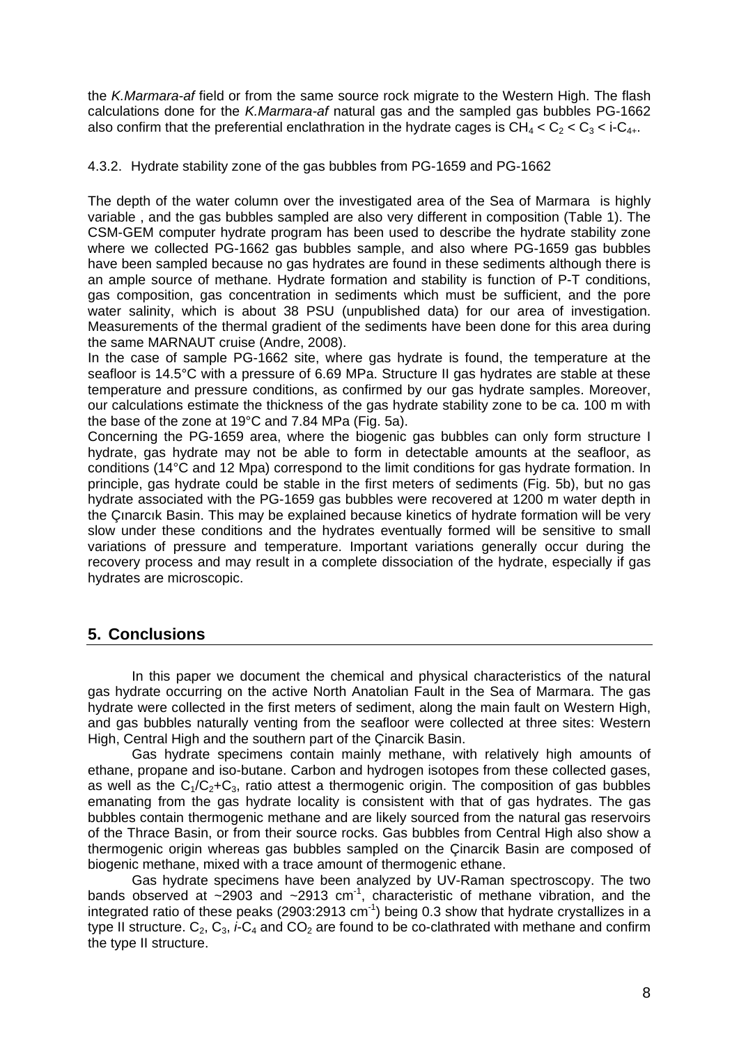the *K.Marmara-af* field or from the same source rock migrate to the Western High. The flash calculations done for the *K.Marmara-af* natural gas and the sampled gas bubbles PG-1662 also confirm that the preferential enclathration in the hydrate cages is $CH_4 < C_2 < C_3 < i\text{-}C_{4+}$.

### 4.3.2. Hydrate stability zone of the gas bubbles from PG-1659 and PG-1662

The depth of the water column over the investigated area of the Sea of Marmara is highly variable , and the gas bubbles sampled are also very different in composition (Table 1). The CSM-GEM computer hydrate program has been used to describe the hydrate stability zone where we collected PG-1662 gas bubbles sample, and also where PG-1659 gas bubbles have been sampled because no gas hydrates are found in these sediments although there is an ample source of methane. Hydrate formation and stability is function of P-T conditions, gas composition, gas concentration in sediments which must be sufficient, and the pore water salinity, which is about 38 PSU (unpublished data) for our area of investigation. Measurements of the thermal gradient of the sediments have been done for this area during the same MARNAUT cruise (Andre, 2008).

In the case of sample PG-1662 site, where gas hydrate is found, the temperature at the seafloor is 14.5°C with a pressure of 6.69 MPa. Structure II gas hydrates are stable at these temperature and pressure conditions, as confirmed by our gas hydrate samples. Moreover, our calculations estimate the thickness of the gas hydrate stability zone to be ca. 100 m with the base of the zone at 19°C and 7.84 MPa (Fig. 5a).

Concerning the PG-1659 area, where the biogenic gas bubbles can only form structure I hydrate, gas hydrate may not be able to form in detectable amounts at the seafloor, as conditions (14°C and 12 Mpa) correspond to the limit conditions for gas hydrate formation. In principle, gas hydrate could be stable in the first meters of sediments (Fig. 5b), but no gas hydrate associated with the PG-1659 gas bubbles were recovered at 1200 m water depth in the Çınarcık Basin. This may be explained because kinetics of hydrate formation will be very slow under these conditions and the hydrates eventually formed will be sensitive to small variations of pressure and temperature. Important variations generally occur during the recovery process and may result in a complete dissociation of the hydrate, especially if gas hydrates are microscopic.

## 5. Conclusions

In this paper we document the chemical and physical characteristics of the natural gas hydrate occurring on the active North Anatolian Fault in the Sea of Marmara. The gas hydrate were collected in the first meters of sediment, along the main fault on Western High, and gas bubbles naturally venting from the seafloor were collected at three sites: Western High, Central High and the southern part of the Çinarcik Basin.

Gas hydrate specimens contain mainly methane, with relatively high amounts of ethane, propane and iso-butane. Carbon and hydrogen isotopes from these collected gases, as well as the $C_1/C_2$+$C_3$, ratio attest a thermogenic origin. The composition of gas bubbles emanating from the gas hydrate locality is consistent with that of gas hydrates. The gas bubbles contain thermogenic methane and are likely sourced from the natural gas reservoirs of the Thrace Basin, or from their source rocks. Gas bubbles from Central High also show a thermogenic origin whereas gas bubbles sampled on the Çinarcik Basin are composed of biogenic methane, mixed with a trace amount of thermogenic ethane.

Gas hydrate specimens have been analyzed by UV-Raman spectroscopy. The two bands observed at ~2903 and ~2913 $cm^{-1}$, characteristic of methane vibration, and the integrated ratio of these peaks (2903:2913 $cm^{-1}$) being 0.3 show that hydrate crystallizes in a type II structure. $C_2$, $C_3$, $i\text{-}C_4$ and $CO_2$ are found to be co-clathrated with methane and confirm the type II structure.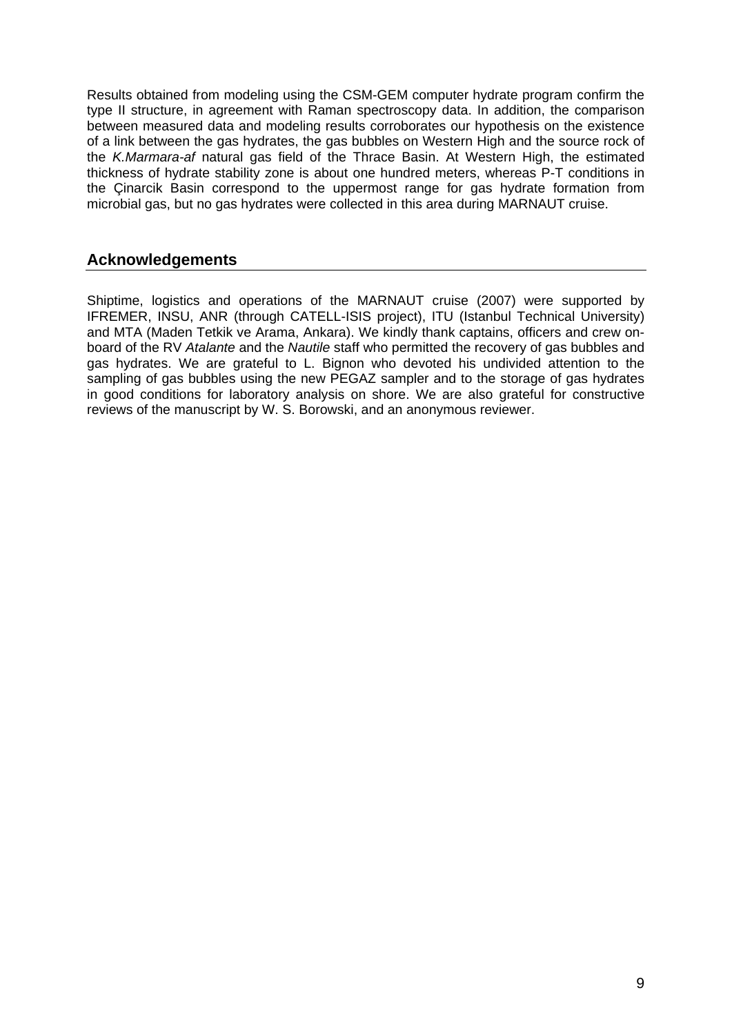Results obtained from modeling using the CSM-GEM computer hydrate program confirm the type II structure, in agreement with Raman spectroscopy data. In addition, the comparison between measured data and modeling results corroborates our hypothesis on the existence of a link between the gas hydrates, the gas bubbles on Western High and the source rock of the *K.Marmara-af* natural gas field of the Thrace Basin. At Western High, the estimated thickness of hydrate stability zone is about one hundred meters, whereas P-T conditions in the Çinarcik Basin correspond to the uppermost range for gas hydrate formation from microbial gas, but no gas hydrates were collected in this area during MARNAUT cruise.

## Acknowledgements

Shiptime, logistics and operations of the MARNAUT cruise (2007) were supported by IFREMER, INSU, ANR (through CATELL-ISIS project), ITU (Istanbul Technical University) and MTA (Maden Tetkik ve Arama, Ankara). We kindly thank captains, officers and crew on-board of the RV *Atalante* and the *Nautile* staff who permitted the recovery of gas bubbles and gas hydrates. We are grateful to L. Bignon who devoted his undivided attention to the sampling of gas bubbles using the new PEGAZ sampler and to the storage of gas hydrates in good conditions for laboratory analysis on shore. We are also grateful for constructive reviews of the manuscript by W. S. Borowski, and an anonymous reviewer.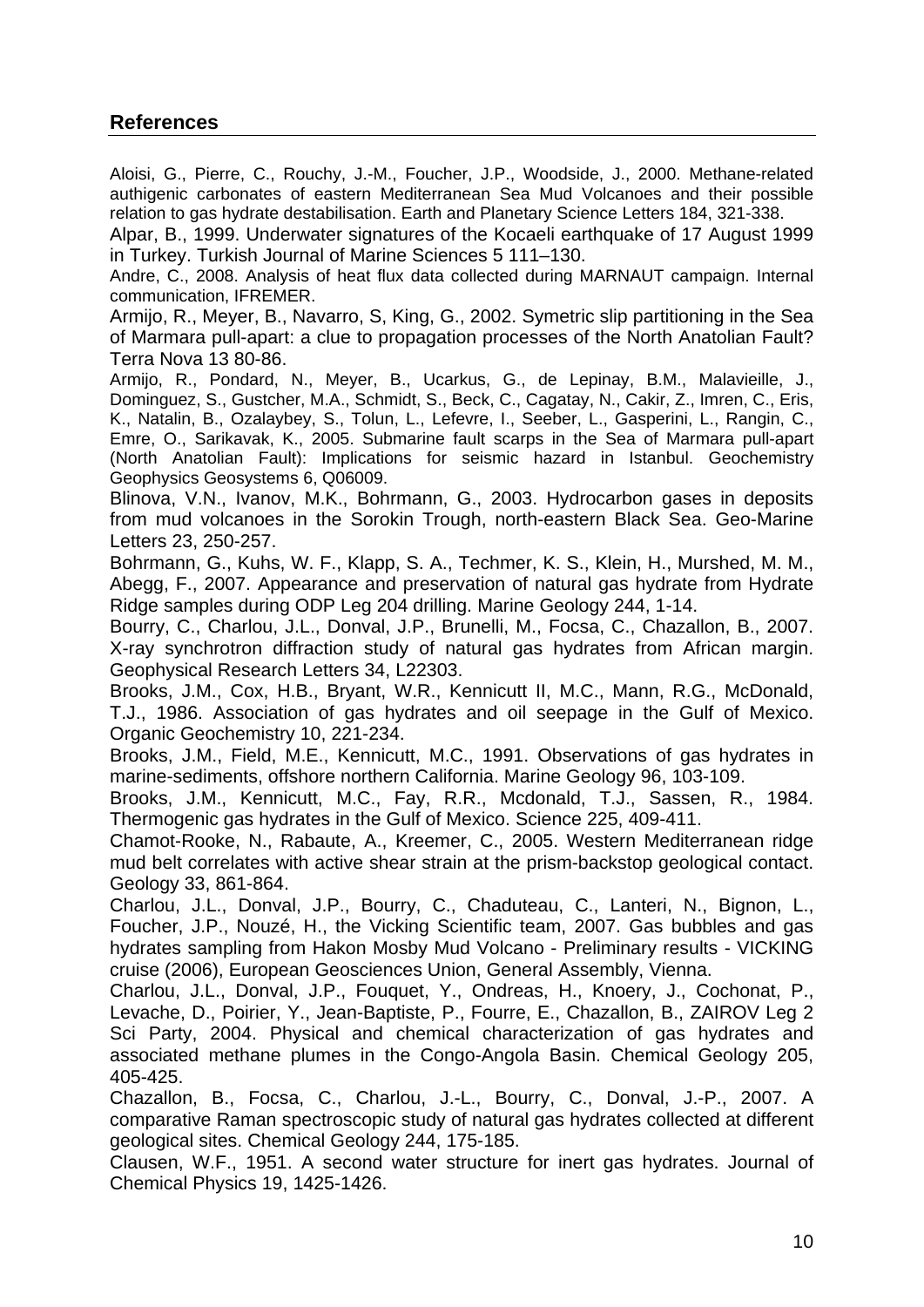## References

Aloisi, G., Pierre, C., Rouchy, J.-M., Foucher, J.P., Woodside, J., 2000. Methane-related authigenic carbonates of eastern Mediterranean Sea Mud Volcanoes and their possible relation to gas hydrate destabilisation. Earth and Planetary Science Letters 184, 321-338.

Alpar, B., 1999. Underwater signatures of the Kocaeli earthquake of 17 August 1999 in Turkey. Turkish Journal of Marine Sciences 5 111–130.

Andre, C., 2008. Analysis of heat flux data collected during MARNAUT campaign. Internal communication, IFREMER.

Armijo, R., Meyer, B., Navarro, S, King, G., 2002. Symetric slip partitioning in the Sea of Marmara pull-apart: a clue to propagation processes of the North Anatolian Fault? Terra Nova 13 80-86.

Armijo, R., Pondard, N., Meyer, B., Ucarkus, G., de Lepinay, B.M., Malavieille, J., Dominguez, S., Gustcher, M.A., Schmidt, S., Beck, C., Cagatay, N., Cakir, Z., Imren, C., Eris, K., Natalin, B., Ozalaybey, S., Tolun, L., Lefevre, I., Seeber, L., Gasperini, L., Rangin, C., Emre, O., Sarikavak, K., 2005. Submarine fault scarps in the Sea of Marmara pull-apart (North Anatolian Fault): Implications for seismic hazard in Istanbul. Geochemistry Geophysics Geosystems 6, Q06009.

Blinova, V.N., Ivanov, M.K., Bohrmann, G., 2003. Hydrocarbon gases in deposits from mud volcanoes in the Sorokin Trough, north-eastern Black Sea. Geo-Marine Letters 23, 250-257.

Bohrmann, G., Kuhs, W. F., Klapp, S. A., Techmer, K. S., Klein, H., Murshed, M. M., Abegg, F., 2007. Appearance and preservation of natural gas hydrate from Hydrate Ridge samples during ODP Leg 204 drilling. Marine Geology 244, 1-14.

Bourry, C., Charlou, J.L., Donval, J.P., Brunelli, M., Focsa, C., Chazallon, B., 2007. X-ray synchrotron diffraction study of natural gas hydrates from African margin. Geophysical Research Letters 34, L22303.

Brooks, J.M., Cox, H.B., Bryant, W.R., Kennicutt II, M.C., Mann, R.G., McDonald, T.J., 1986. Association of gas hydrates and oil seepage in the Gulf of Mexico. Organic Geochemistry 10, 221-234.

Brooks, J.M., Field, M.E., Kennicutt, M.C., 1991. Observations of gas hydrates in marine-sediments, offshore northern California. Marine Geology 96, 103-109.

Brooks, J.M., Kennicutt, M.C., Fay, R.R., Mcdonald, T.J., Sassen, R., 1984. Thermogenic gas hydrates in the Gulf of Mexico. Science 225, 409-411.

Chamot-Rooke, N., Rabaute, A., Kreemer, C., 2005. Western Mediterranean ridge mud belt correlates with active shear strain at the prism-backstop geological contact. Geology 33, 861-864.

Charlou, J.L., Donval, J.P., Bourry, C., Chaduteau, C., Lanteri, N., Bignon, L., Foucher, J.P., Nouzé, H., the Vicking Scientific team, 2007. Gas bubbles and gas hydrates sampling from Hakon Mosby Mud Volcano - Preliminary results - VICKING cruise (2006), European Geosciences Union, General Assembly, Vienna.

Charlou, J.L., Donval, J.P., Fouquet, Y., Ondreas, H., Knoery, J., Cochonat, P., Levache, D., Poirier, Y., Jean-Baptiste, P., Fourre, E., Chazallon, B., ZAIROV Leg 2 Sci Party, 2004. Physical and chemical characterization of gas hydrates and associated methane plumes in the Congo-Angola Basin. Chemical Geology 205, 405-425.

Chazallon, B., Focsa, C., Charlou, J.-L., Bourry, C., Donval, J.-P., 2007. A comparative Raman spectroscopic study of natural gas hydrates collected at different geological sites. Chemical Geology 244, 175-185.

Clausen, W.F., 1951. A second water structure for inert gas hydrates. Journal of Chemical Physics 19, 1425-1426.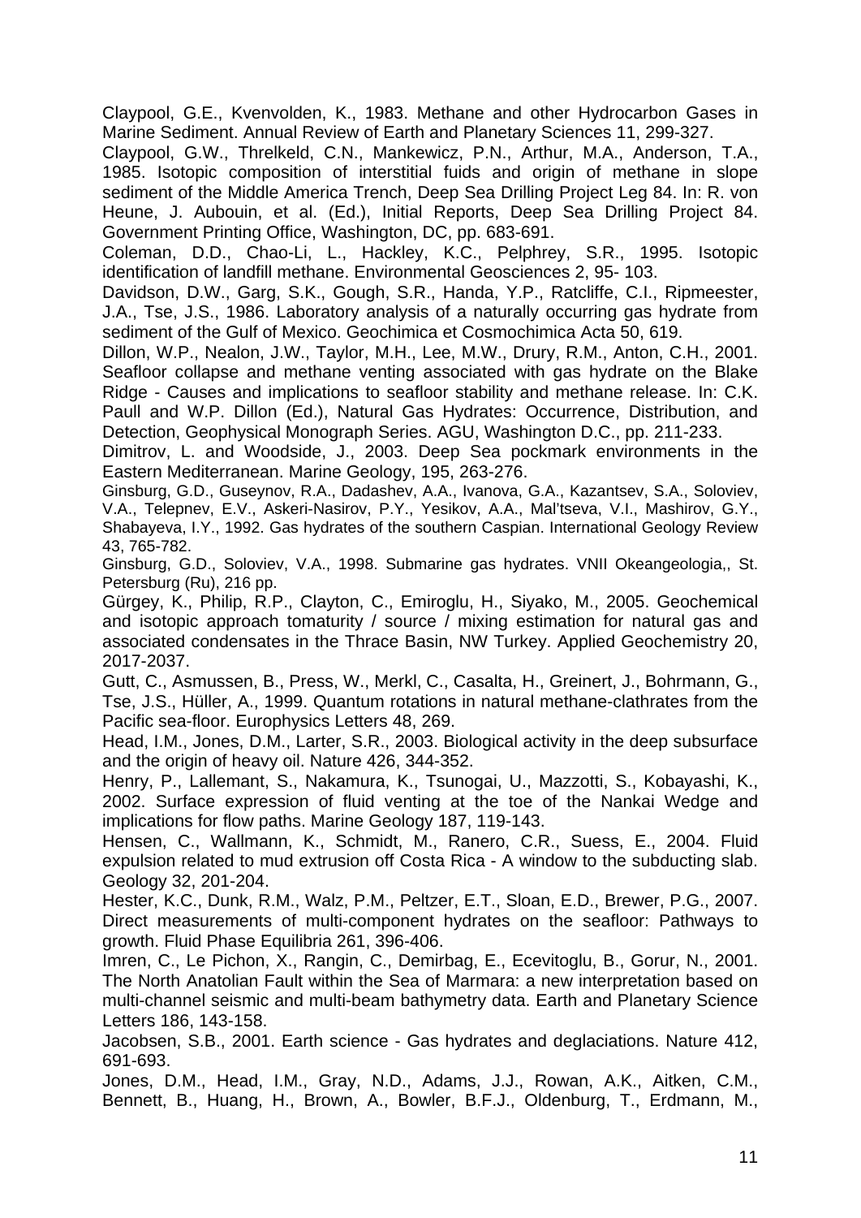Claypool, G.E., Kvenvolden, K., 1983. Methane and other Hydrocarbon Gases in Marine Sediment. Annual Review of Earth and Planetary Sciences 11, 299-327.

Claypool, G.W., Threlkeld, C.N., Mankewicz, P.N., Arthur, M.A., Anderson, T.A., 1985. Isotopic composition of interstitial fuids and origin of methane in slope sediment of the Middle America Trench, Deep Sea Drilling Project Leg 84. In: R. von Heune, J. Aubouin, et al. (Ed.), Initial Reports, Deep Sea Drilling Project 84. Government Printing Office, Washington, DC, pp. 683-691.

Coleman, D.D., Chao-Li, L., Hackley, K.C., Pelphrey, S.R., 1995. Isotopic identification of landfill methane. Environmental Geosciences 2, 95- 103.

Davidson, D.W., Garg, S.K., Gough, S.R., Handa, Y.P., Ratcliffe, C.I., Ripmeester, J.A., Tse, J.S., 1986. Laboratory analysis of a naturally occurring gas hydrate from sediment of the Gulf of Mexico. Geochimica et Cosmochimica Acta 50, 619.

Dillon, W.P., Nealon, J.W., Taylor, M.H., Lee, M.W., Drury, R.M., Anton, C.H., 2001. Seafloor collapse and methane venting associated with gas hydrate on the Blake Ridge - Causes and implications to seafloor stability and methane release. In: C.K. Paull and W.P. Dillon (Ed.), Natural Gas Hydrates: Occurrence, Distribution, and Detection, Geophysical Monograph Series. AGU, Washington D.C., pp. 211-233.

Dimitrov, L. and Woodside, J., 2003. Deep Sea pockmark environments in the Eastern Mediterranean. Marine Geology, 195, 263-276.

Ginsburg, G.D., Guseynov, R.A., Dadashev, A.A., Ivanova, G.A., Kazantsev, S.A., Soloviev, V.A., Telepnev, E.V., Askeri-Nasirov, P.Y., Yesikov, A.A., Mal'tseva, V.I., Mashirov, G.Y., Shabayeva, I.Y., 1992. Gas hydrates of the southern Caspian. International Geology Review 43, 765-782.

Ginsburg, G.D., Soloviev, V.A., 1998. Submarine gas hydrates. VNII Okeangeologia,, St. Petersburg (Ru), 216 pp.

Gürgey, K., Philip, R.P., Clayton, C., Emiroglu, H., Siyako, M., 2005. Geochemical and isotopic approach tomaturity / source / mixing estimation for natural gas and associated condensates in the Thrace Basin, NW Turkey. Applied Geochemistry 20, 2017-2037.

Gutt, C., Asmussen, B., Press, W., Merkl, C., Casalta, H., Greinert, J., Bohrmann, G., Tse, J.S., Hüller, A., 1999. Quantum rotations in natural methane-clathrates from the Pacific sea-floor. Europhysics Letters 48, 269.

Head, I.M., Jones, D.M., Larter, S.R., 2003. Biological activity in the deep subsurface and the origin of heavy oil. Nature 426, 344-352.

Henry, P., Lallemant, S., Nakamura, K., Tsunogai, U., Mazzotti, S., Kobayashi, K., 2002. Surface expression of fluid venting at the toe of the Nankai Wedge and implications for flow paths. Marine Geology 187, 119-143.

Hensen, C., Wallmann, K., Schmidt, M., Ranero, C.R., Suess, E., 2004. Fluid expulsion related to mud extrusion off Costa Rica - A window to the subducting slab. Geology 32, 201-204.

Hester, K.C., Dunk, R.M., Walz, P.M., Peltzer, E.T., Sloan, E.D., Brewer, P.G., 2007. Direct measurements of multi-component hydrates on the seafloor: Pathways to growth. Fluid Phase Equilibria 261, 396-406.

Imren, C., Le Pichon, X., Rangin, C., Demirbag, E., Ecevitoglu, B., Gorur, N., 2001. The North Anatolian Fault within the Sea of Marmara: a new interpretation based on multi-channel seismic and multi-beam bathymetry data. Earth and Planetary Science Letters 186, 143-158.

Jacobsen, S.B., 2001. Earth science - Gas hydrates and deglaciations. Nature 412, 691-693.

Jones, D.M., Head, I.M., Gray, N.D., Adams, J.J., Rowan, A.K., Aitken, C.M., Bennett, B., Huang, H., Brown, A., Bowler, B.F.J., Oldenburg, T., Erdmann, M.,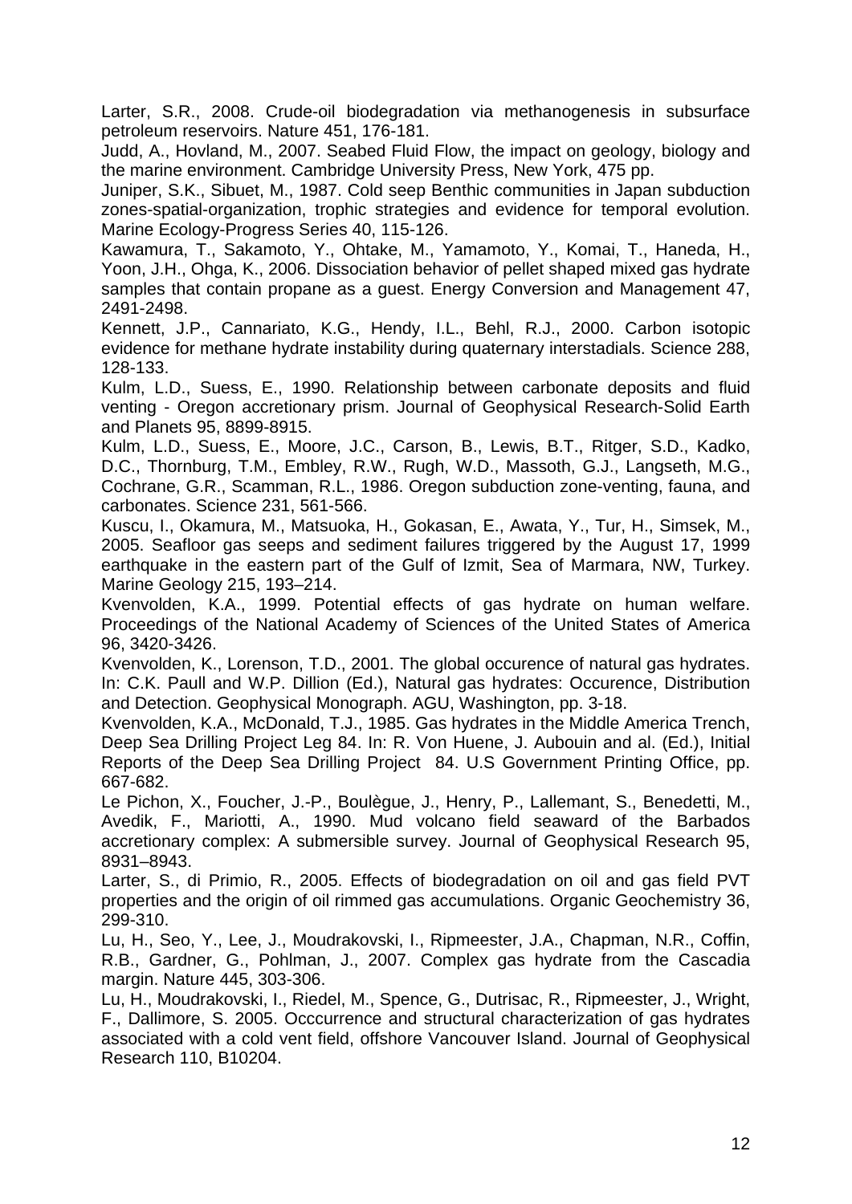Larter, S.R., 2008. Crude-oil biodegradation via methanogenesis in subsurface petroleum reservoirs. Nature 451, 176-181.

Judd, A., Hovland, M., 2007. Seabed Fluid Flow, the impact on geology, biology and the marine environment. Cambridge University Press, New York, 475 pp.

Juniper, S.K., Sibuet, M., 1987. Cold seep Benthic communities in Japan subduction zones-spatial-organization, trophic strategies and evidence for temporal evolution. Marine Ecology-Progress Series 40, 115-126.

Kawamura, T., Sakamoto, Y., Ohtake, M., Yamamoto, Y., Komai, T., Haneda, H., Yoon, J.H., Ohga, K., 2006. Dissociation behavior of pellet shaped mixed gas hydrate samples that contain propane as a guest. Energy Conversion and Management 47, 2491-2498.

Kennett, J.P., Cannariato, K.G., Hendy, I.L., Behl, R.J., 2000. Carbon isotopic evidence for methane hydrate instability during quaternary interstadials. Science 288, 128-133.

Kulm, L.D., Suess, E., 1990. Relationship between carbonate deposits and fluid venting - Oregon accretionary prism. Journal of Geophysical Research-Solid Earth and Planets 95, 8899-8915.

Kulm, L.D., Suess, E., Moore, J.C., Carson, B., Lewis, B.T., Ritger, S.D., Kadko, D.C., Thornburg, T.M., Embley, R.W., Rugh, W.D., Massoth, G.J., Langseth, M.G., Cochrane, G.R., Scamman, R.L., 1986. Oregon subduction zone-venting, fauna, and carbonates. Science 231, 561-566.

Kuscu, I., Okamura, M., Matsuoka, H., Gokasan, E., Awata, Y., Tur, H., Simsek, M., 2005. Seafloor gas seeps and sediment failures triggered by the August 17, 1999 earthquake in the eastern part of the Gulf of Izmit, Sea of Marmara, NW, Turkey. Marine Geology 215, 193–214.

Kvenvolden, K.A., 1999. Potential effects of gas hydrate on human welfare. Proceedings of the National Academy of Sciences of the United States of America 96, 3420-3426.

Kvenvolden, K., Lorenson, T.D., 2001. The global occurence of natural gas hydrates. In: C.K. Paull and W.P. Dillion (Ed.), Natural gas hydrates: Occurence, Distribution and Detection. Geophysical Monograph. AGU, Washington, pp. 3-18.

Kvenvolden, K.A., McDonald, T.J., 1985. Gas hydrates in the Middle America Trench, Deep Sea Drilling Project Leg 84. In: R. Von Huene, J. Aubouin and al. (Ed.), Initial Reports of the Deep Sea Drilling Project 84. U.S Government Printing Office, pp. 667-682.

Le Pichon, X., Foucher, J.-P., Boulègue, J., Henry, P., Lallemant, S., Benedetti, M., Avedik, F., Mariotti, A., 1990. Mud volcano field seaward of the Barbados accretionary complex: A submersible survey. Journal of Geophysical Research 95, 8931–8943.

Larter, S., di Primio, R., 2005. Effects of biodegradation on oil and gas field PVT properties and the origin of oil rimmed gas accumulations. Organic Geochemistry 36, 299-310.

Lu, H., Seo, Y., Lee, J., Moudrakovski, I., Ripmeester, J.A., Chapman, N.R., Coffin, R.B., Gardner, G., Pohlman, J., 2007. Complex gas hydrate from the Cascadia margin. Nature 445, 303-306.

Lu, H., Moudrakovski, I., Riedel, M., Spence, G., Dutrisac, R., Ripmeester, J., Wright, F., Dallimore, S. 2005. Occcurrence and structural characterization of gas hydrates associated with a cold vent field, offshore Vancouver Island. Journal of Geophysical Research 110, B10204.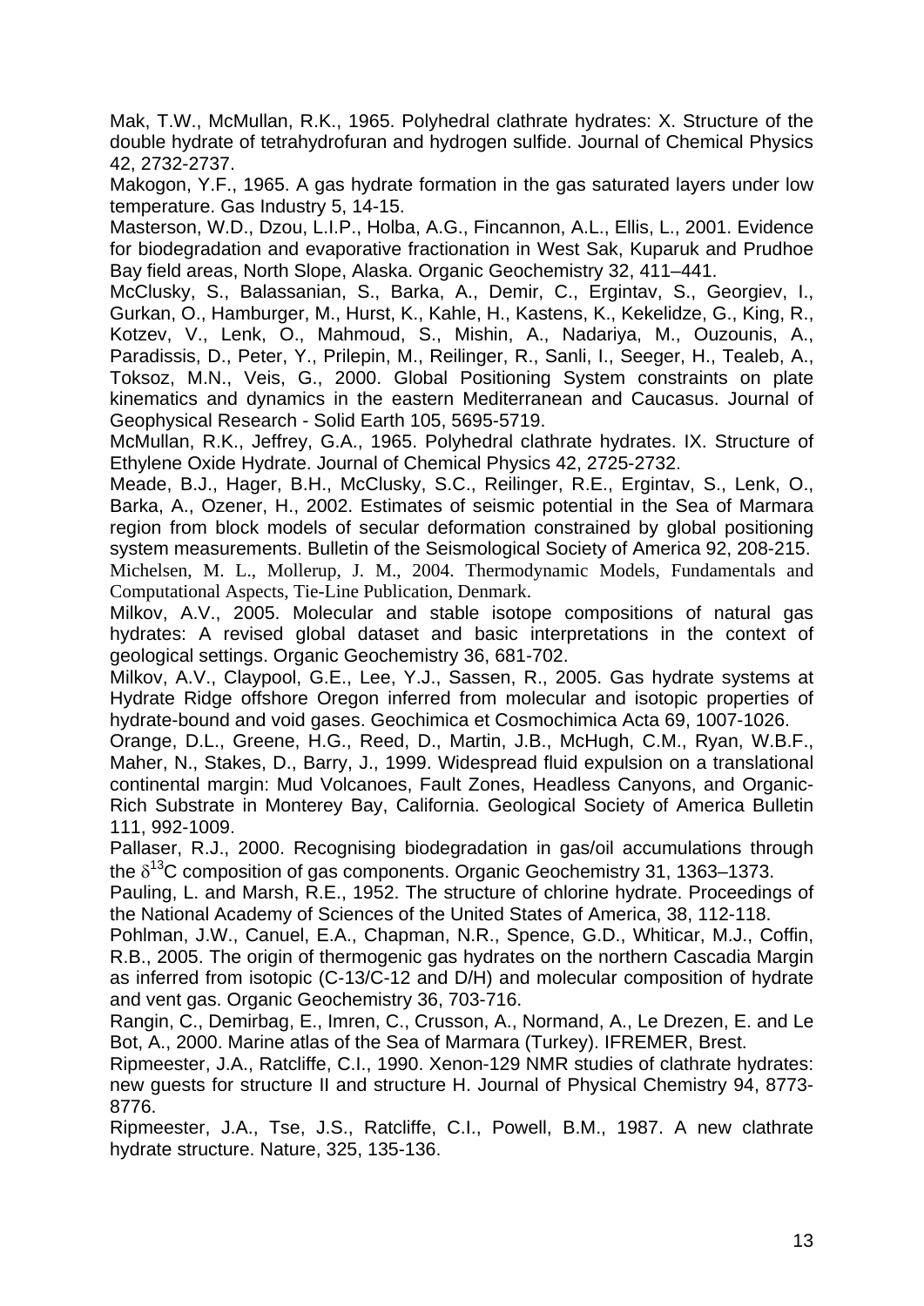Mak, T.W., McMullan, R.K., 1965. Polyhedral clathrate hydrates: X. Structure of the double hydrate of tetrahydrofuran and hydrogen sulfide. Journal of Chemical Physics 42, 2732-2737.

Makogon, Y.F., 1965. A gas hydrate formation in the gas saturated layers under low temperature. Gas Industry 5, 14-15.

Masterson, W.D., Dzou, L.I.P., Holba, A.G., Fincannon, A.L., Ellis, L., 2001. Evidence for biodegradation and evaporative fractionation in West Sak, Kuparuk and Prudhoe Bay field areas, North Slope, Alaska. Organic Geochemistry 32, 411–441.

McClusky, S., Balassanian, S., Barka, A., Demir, C., Ergintav, S., Georgiev, I., Gurkan, O., Hamburger, M., Hurst, K., Kahle, H., Kastens, K., Kekelidze, G., King, R., Kotzev, V., Lenk, O., Mahmoud, S., Mishin, A., Nadariya, M., Ouzounis, A., Paradissis, D., Peter, Y., Prilepin, M., Reilinger, R., Sanli, I., Seeger, H., Tealeb, A., Toksoz, M.N., Veis, G., 2000. Global Positioning System constraints on plate kinematics and dynamics in the eastern Mediterranean and Caucasus. Journal of Geophysical Research - Solid Earth 105, 5695-5719.

McMullan, R.K., Jeffrey, G.A., 1965. Polyhedral clathrate hydrates. IX. Structure of Ethylene Oxide Hydrate. Journal of Chemical Physics 42, 2725-2732.

Meade, B.J., Hager, B.H., McClusky, S.C., Reilinger, R.E., Ergintav, S., Lenk, O., Barka, A., Ozener, H., 2002. Estimates of seismic potential in the Sea of Marmara region from block models of secular deformation constrained by global positioning system measurements. Bulletin of the Seismological Society of America 92, 208-215.

Michelsen, M. L., Mollerup, J. M., 2004. Thermodynamic Models, Fundamentals and Computational Aspects, Tie-Line Publication, Denmark.

Milkov, A.V., 2005. Molecular and stable isotope compositions of natural gas hydrates: A revised global dataset and basic interpretations in the context of geological settings. Organic Geochemistry 36, 681-702.

Milkov, A.V., Claypool, G.E., Lee, Y.J., Sassen, R., 2005. Gas hydrate systems at Hydrate Ridge offshore Oregon inferred from molecular and isotopic properties of hydrate-bound and void gases. Geochimica et Cosmochimica Acta 69, 1007-1026.

Orange, D.L., Greene, H.G., Reed, D., Martin, J.B., McHugh, C.M., Ryan, W.B.F., Maher, N., Stakes, D., Barry, J., 1999. Widespread fluid expulsion on a translational continental margin: Mud Volcanoes, Fault Zones, Headless Canyons, and Organic-Rich Substrate in Monterey Bay, California. Geological Society of America Bulletin 111, 992-1009.

Pallaser, R.J., 2000. Recognising biodegradation in gas/oil accumulations through the $\delta^{13}$C composition of gas components. Organic Geochemistry 31, 1363–1373.

Pauling, L. and Marsh, R.E., 1952. The structure of chlorine hydrate. Proceedings of the National Academy of Sciences of the United States of America, 38, 112-118.

Pohlman, J.W., Canuel, E.A., Chapman, N.R., Spence, G.D., Whiticar, M.J., Coffin, R.B., 2005. The origin of thermogenic gas hydrates on the northern Cascadia Margin as inferred from isotopic (C-13/C-12 and D/H) and molecular composition of hydrate and vent gas. Organic Geochemistry 36, 703-716.

Rangin, C., Demirbag, E., Imren, C., Crusson, A., Normand, A., Le Drezen, E. and Le Bot, A., 2000. Marine atlas of the Sea of Marmara (Turkey). IFREMER, Brest.

Ripmeester, J.A., Ratcliffe, C.I., 1990. Xenon-129 NMR studies of clathrate hydrates: new guests for structure II and structure H. Journal of Physical Chemistry 94, 8773-8776.

Ripmeester, J.A., Tse, J.S., Ratcliffe, C.I., Powell, B.M., 1987. A new clathrate hydrate structure. Nature, 325, 135-136.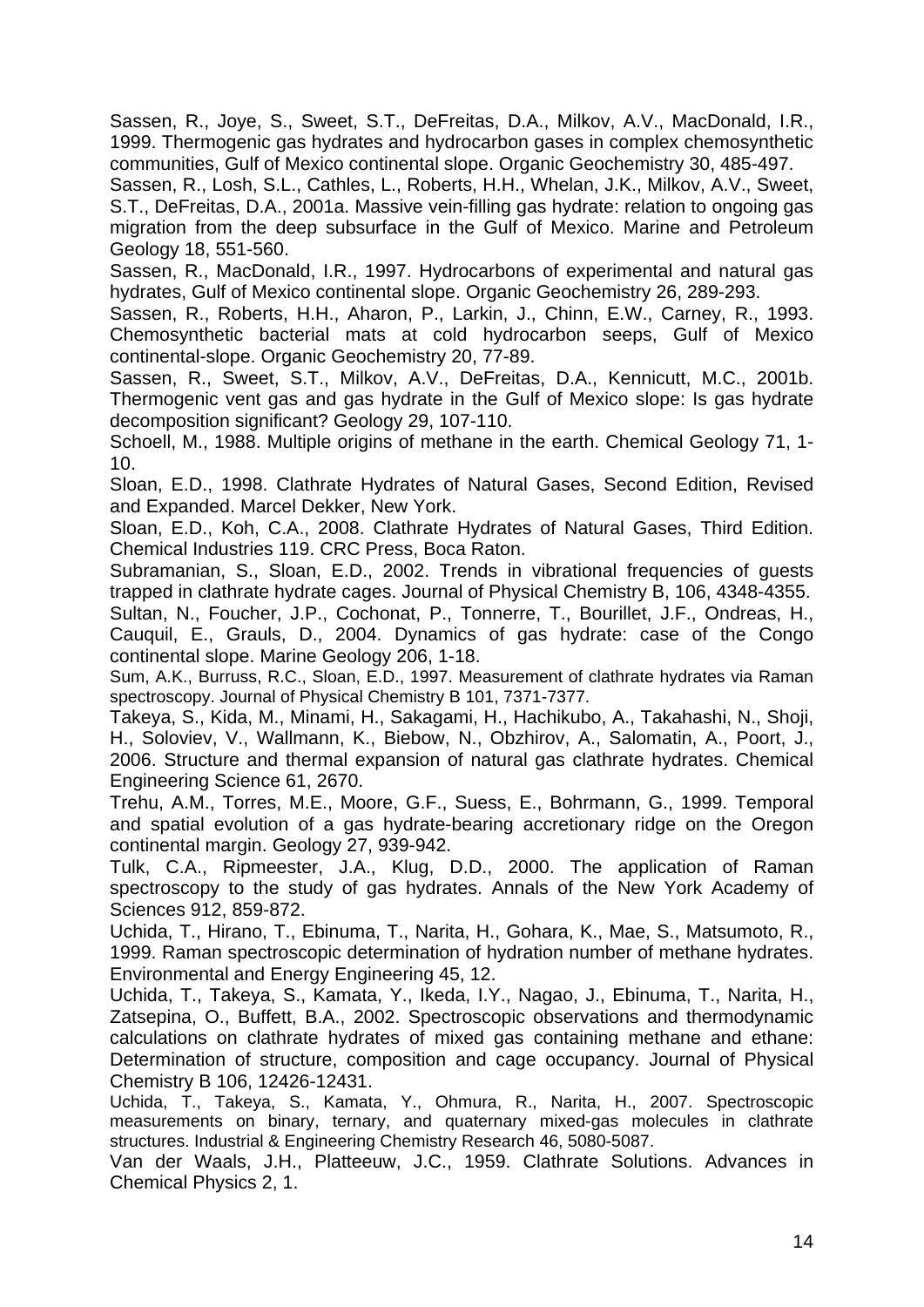Sassen, R., Joye, S., Sweet, S.T., DeFreitas, D.A., Milkov, A.V., MacDonald, I.R., 1999. Thermogenic gas hydrates and hydrocarbon gases in complex chemosynthetic communities, Gulf of Mexico continental slope. Organic Geochemistry 30, 485-497.

Sassen, R., Losh, S.L., Cathles, L., Roberts, H.H., Whelan, J.K., Milkov, A.V., Sweet, S.T., DeFreitas, D.A., 2001a. Massive vein-filling gas hydrate: relation to ongoing gas migration from the deep subsurface in the Gulf of Mexico. Marine and Petroleum Geology 18, 551-560.

Sassen, R., MacDonald, I.R., 1997. Hydrocarbons of experimental and natural gas hydrates, Gulf of Mexico continental slope. Organic Geochemistry 26, 289-293.

Sassen, R., Roberts, H.H., Aharon, P., Larkin, J., Chinn, E.W., Carney, R., 1993. Chemosynthetic bacterial mats at cold hydrocarbon seeps, Gulf of Mexico continental-slope. Organic Geochemistry 20, 77-89.

Sassen, R., Sweet, S.T., Milkov, A.V., DeFreitas, D.A., Kennicutt, M.C., 2001b. Thermogenic vent gas and gas hydrate in the Gulf of Mexico slope: Is gas hydrate decomposition significant? Geology 29, 107-110.

Schoell, M., 1988. Multiple origins of methane in the earth. Chemical Geology 71, 1-10.

Sloan, E.D., 1998. Clathrate Hydrates of Natural Gases, Second Edition, Revised and Expanded. Marcel Dekker, New York.

Sloan, E.D., Koh, C.A., 2008. Clathrate Hydrates of Natural Gases, Third Edition. Chemical Industries 119. CRC Press, Boca Raton.

Subramanian, S., Sloan, E.D., 2002. Trends in vibrational frequencies of guests trapped in clathrate hydrate cages. Journal of Physical Chemistry B, 106, 4348-4355.

Sultan, N., Foucher, J.P., Cochonat, P., Tonnerre, T., Bourillet, J.F., Ondreas, H., Cauquil, E., Grauls, D., 2004. Dynamics of gas hydrate: case of the Congo continental slope. Marine Geology 206, 1-18.

Sum, A.K., Burruss, R.C., Sloan, E.D., 1997. Measurement of clathrate hydrates via Raman spectroscopy. Journal of Physical Chemistry B 101, 7371-7377.

Takeya, S., Kida, M., Minami, H., Sakagami, H., Hachikubo, A., Takahashi, N., Shoji, H., Soloviev, V., Wallmann, K., Biebow, N., Obzhirov, A., Salomatin, A., Poort, J., 2006. Structure and thermal expansion of natural gas clathrate hydrates. Chemical Engineering Science 61, 2670.

Trehu, A.M., Torres, M.E., Moore, G.F., Suess, E., Bohrmann, G., 1999. Temporal and spatial evolution of a gas hydrate-bearing accretionary ridge on the Oregon continental margin. Geology 27, 939-942.

Tulk, C.A., Ripmeester, J.A., Klug, D.D., 2000. The application of Raman spectroscopy to the study of gas hydrates. Annals of the New York Academy of Sciences 912, 859-872.

Uchida, T., Hirano, T., Ebinuma, T., Narita, H., Gohara, K., Mae, S., Matsumoto, R., 1999. Raman spectroscopic determination of hydration number of methane hydrates. Environmental and Energy Engineering 45, 12.

Uchida, T., Takeya, S., Kamata, Y., Ikeda, I.Y., Nagao, J., Ebinuma, T., Narita, H., Zatsepina, O., Buffett, B.A., 2002. Spectroscopic observations and thermodynamic calculations on clathrate hydrates of mixed gas containing methane and ethane: Determination of structure, composition and cage occupancy. Journal of Physical Chemistry B 106, 12426-12431.

Uchida, T., Takeya, S., Kamata, Y., Ohmura, R., Narita, H., 2007. Spectroscopic measurements on binary, ternary, and quaternary mixed-gas molecules in clathrate structures. Industrial & Engineering Chemistry Research 46, 5080-5087.

Van der Waals, J.H., Platteeuw, J.C., 1959. Clathrate Solutions. Advances in Chemical Physics 2, 1.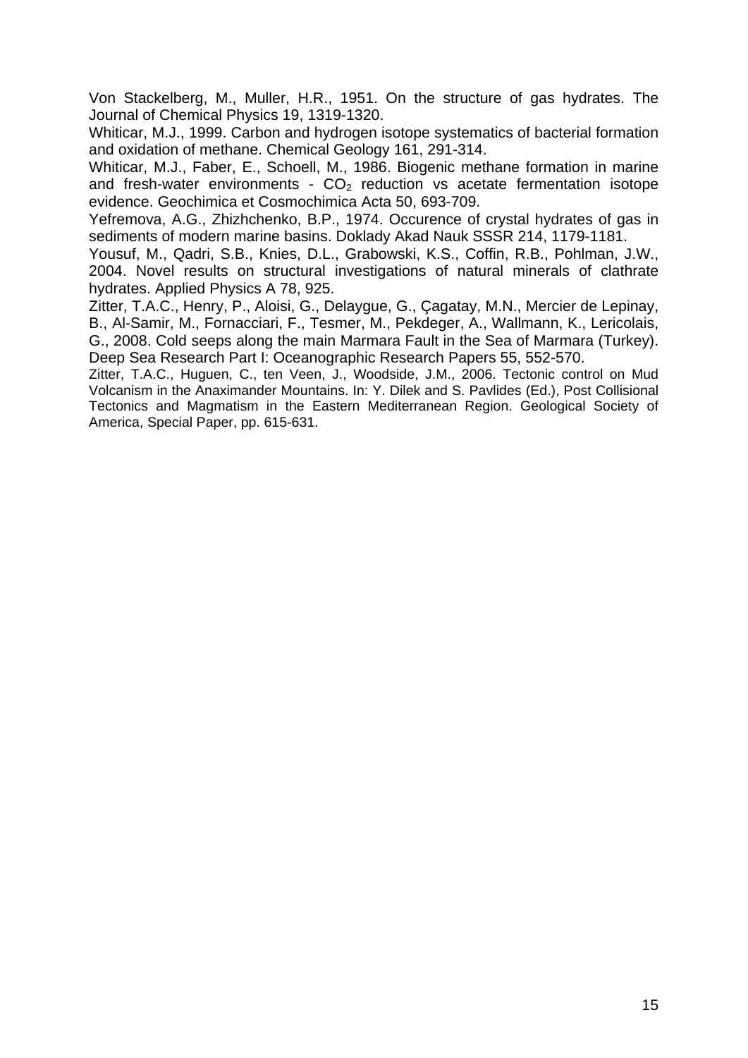Von Stackelberg, M., Muller, H.R., 1951. On the structure of gas hydrates. The Journal of Chemical Physics 19, 1319-1320.

Whiticar, M.J., 1999. Carbon and hydrogen isotope systematics of bacterial formation and oxidation of methane. Chemical Geology 161, 291-314.

Whiticar, M.J., Faber, E., Schoell, M., 1986. Biogenic methane formation in marine and fresh-water environments - $CO_2$ reduction vs acetate fermentation isotope evidence. Geochimica et Cosmochimica Acta 50, 693-709.

Yefremova, A.G., Zhizhchenko, B.P., 1974. Occurence of crystal hydrates of gas in sediments of modern marine basins. Doklady Akad Nauk SSSR 214, 1179-1181.

Yousuf, M., Qadri, S.B., Knies, D.L., Grabowski, K.S., Coffin, R.B., Pohlman, J.W., 2004. Novel results on structural investigations of natural minerals of clathrate hydrates. Applied Physics A 78, 925.

Zitter, T.A.C., Henry, P., Aloisi, G., Delaygue, G., Çagatay, M.N., Mercier de Lepinay, B., Al-Samir, M., Fornacciari, F., Tesmer, M., Pekdeger, A., Wallmann, K., Lericolais, G., 2008. Cold seeps along the main Marmara Fault in the Sea of Marmara (Turkey). Deep Sea Research Part I: Oceanographic Research Papers 55, 552-570.

Zitter, T.A.C., Huguen, C., ten Veen, J., Woodside, J.M., 2006. Tectonic control on Mud Volcanism in the Anaximander Mountains. In: Y. Dilek and S. Pavlides (Ed.), Post Collisional Tectonics and Magmatism in the Eastern Mediterranean Region. Geological Society of America, Special Paper, pp. 615-631.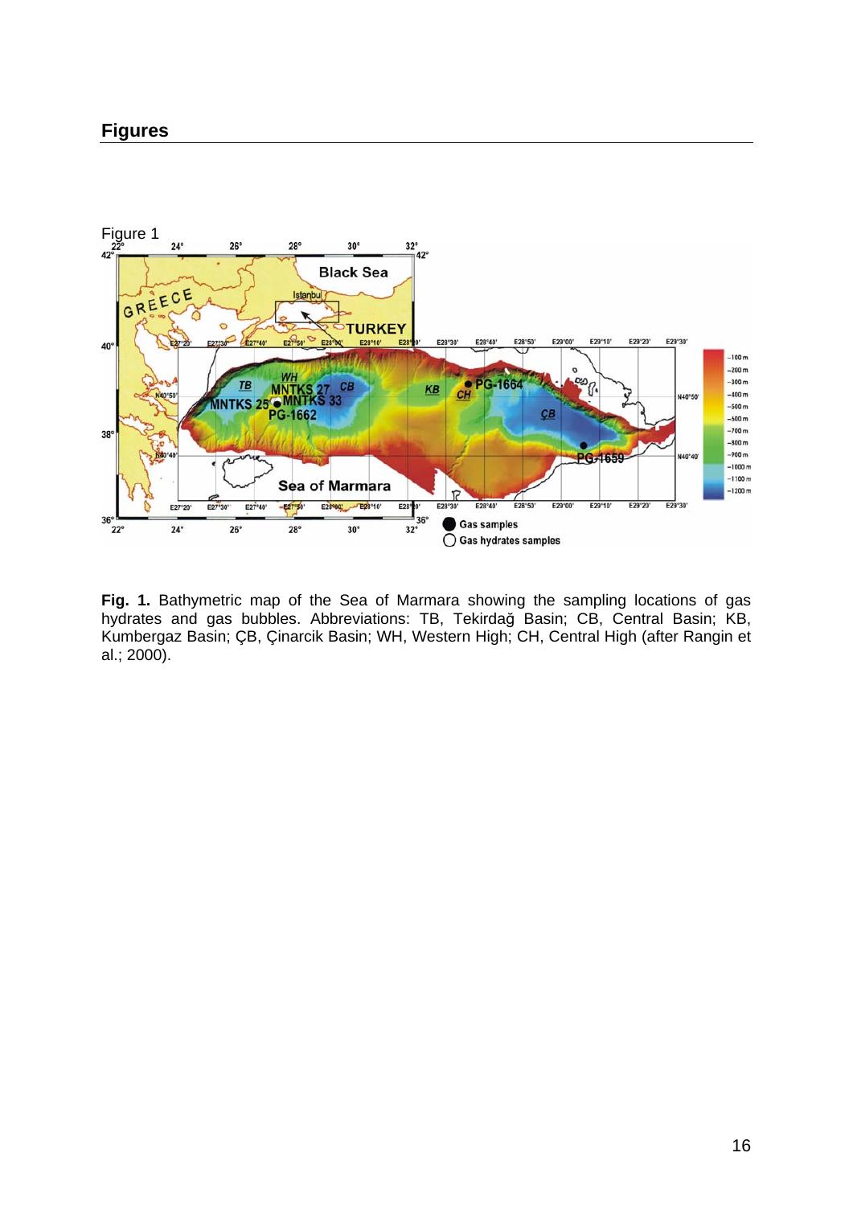## Figures

Figure 1

**Fig. 1.** Bathymetric map of the Sea of Marmara showing the sampling locations of gas hydrates and gas bubbles. Abbreviations: TB, Tekirdağ Basin; CB, Central Basin; KB, Kumbergaz Basin; ÇB, Çinarcik Basin; WH, Western High; CH, Central High (after Rangin et al.; 2000).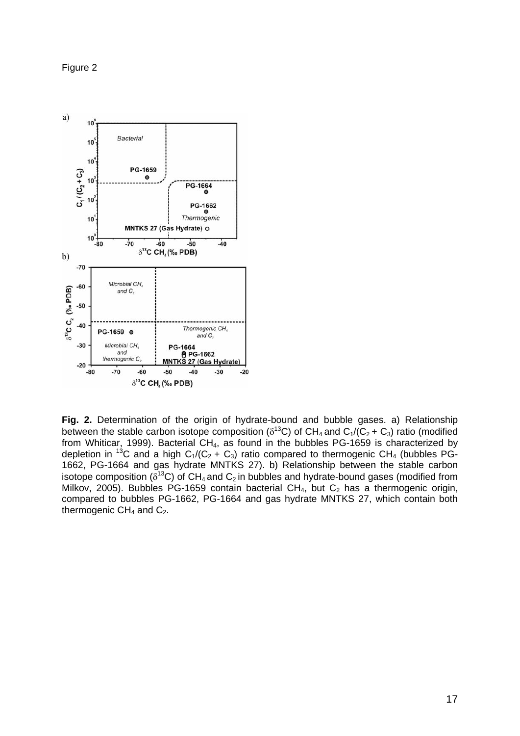Figure 2

**Fig. 2.** Determination of the origin of hydrate-bound and bubble gases. a) Relationship between the stable carbon isotope composition ($\delta^{13}C$) of $CH_4$ and $C_1/(C_2 + C_3)$ ratio (modified from Whiticar, 1999). Bacterial $CH_4$, as found in the bubbles PG-1659 is characterized by depletion in $^{13}C$ and a high $C_1/(C_2 + C_3)$ ratio compared to thermogenic $CH_4$ (bubbles PG-1662, PG-1664 and gas hydrate MNTKS 27). b) Relationship between the stable carbon isotope composition ($\delta^{13}C$) of $CH_4$ and $C_2$ in bubbles and hydrate-bound gases (modified from Milkov, 2005). Bubbles PG-1659 contain bacterial $CH_4$, but $C_2$ has a thermogenic origin, compared to bubbles PG-1662, PG-1664 and gas hydrate MNTKS 27, which contain both thermogenic $CH_4$ and $C_2$.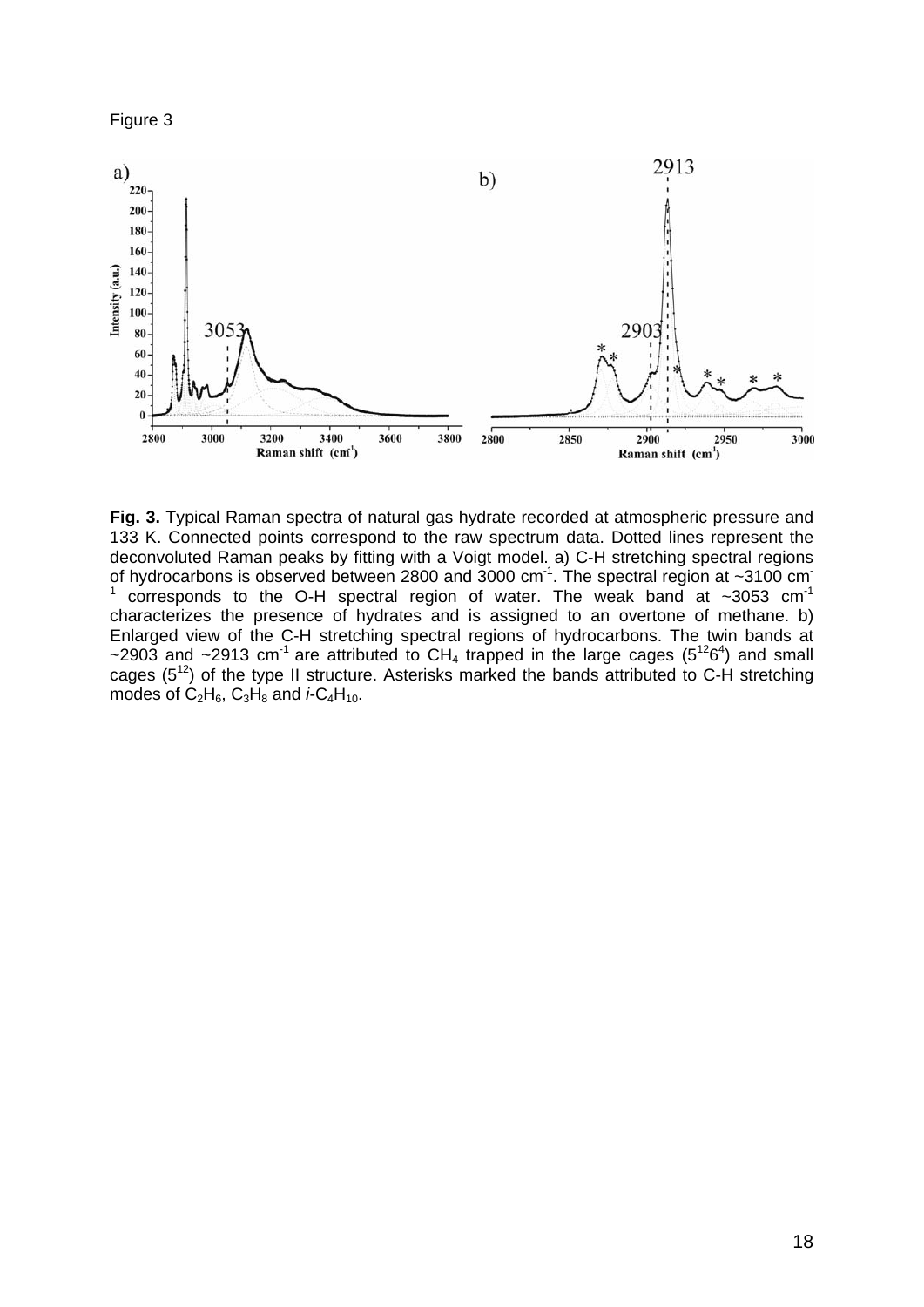Figure 3

**Fig. 3.** Typical Raman spectra of natural gas hydrate recorded at atmospheric pressure and 133 K. Connected points correspond to the raw spectrum data. Dotted lines represent the deconvoluted Raman peaks by fitting with a Voigt model. a) C-H stretching spectral regions of hydrocarbons is observed between 2800 and 3000 cm$^{-1}$. The spectral region at ~3100 cm$^{-1}$ corresponds to the O-H spectral region of water. The weak band at ~3053 cm$^{-1}$ characterizes the presence of hydrates and is assigned to an overtone of methane. b) Enlarged view of the C-H stretching spectral regions of hydrocarbons. The twin bands at ~2903 and ~2913 cm$^{-1}$ are attributed to $CH_4$ trapped in the large cages ($5^{12}6^4$) and small cages ($5^{12}$) of the type II structure. Asterisks marked the bands attributed to C-H stretching modes of $C_2H_6$, $C_3H_8$ and *i*-$C_4H_{10}$.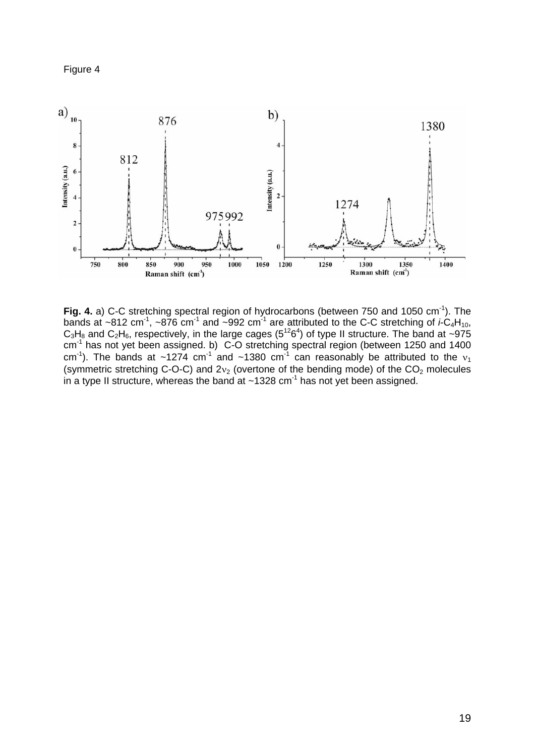Figure 4

**Fig. 4.** a) C-C stretching spectral region of hydrocarbons (between 750 and 1050 $cm^{-1}$). The bands at ~812 $cm^{-1}$, ~876 $cm^{-1}$ and ~992 $cm^{-1}$ are attributed to the C-C stretching of *i*-$C_4H_{10}$, $C_3H_8$ and $C_2H_6$, respectively, in the large cages ($5^{12}6^4$) of type II structure. The band at ~975 $cm^{-1}$ has not yet been assigned. b) C-O stretching spectral region (between 1250 and 1400 $cm^{-1}$). The bands at ~1274 $cm^{-1}$ and ~1380 $cm^{-1}$ can reasonably be attributed to the $\nu_1$ (symmetric stretching C-O-C) and $2\nu_2$ (overtone of the bending mode) of the $CO_2$ molecules in a type II structure, whereas the band at ~1328 $cm^{-1}$ has not yet been assigned.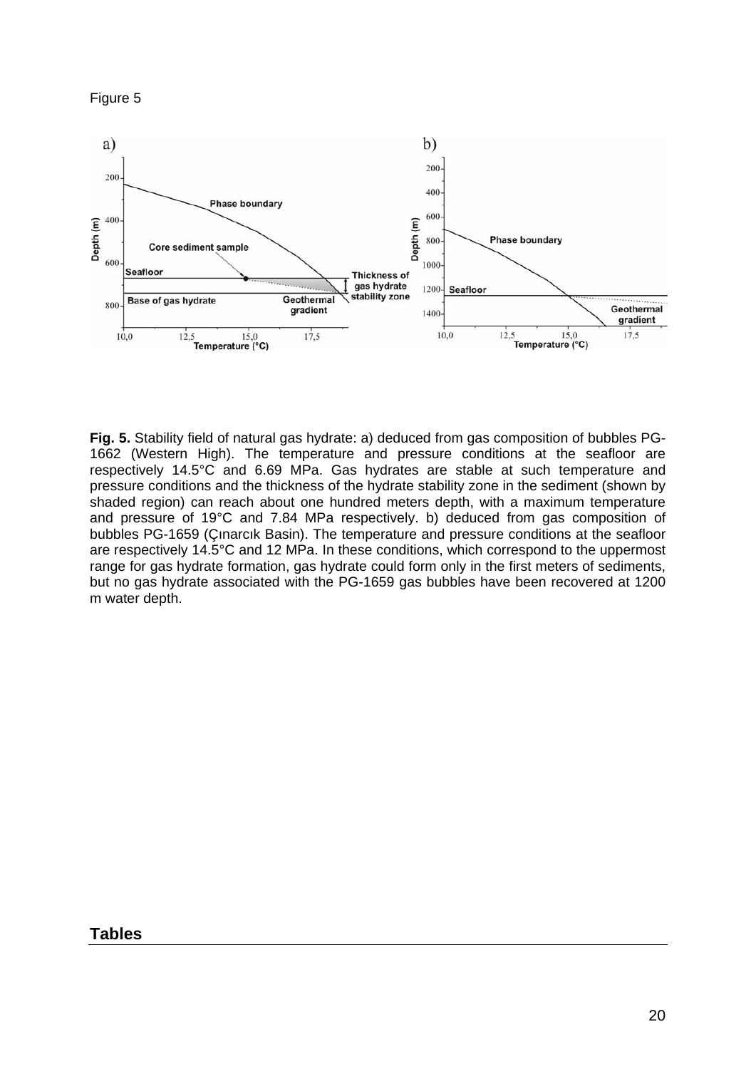Figure 5

**Fig. 5.** Stability field of natural gas hydrate: a) deduced from gas composition of bubbles PG-1662 (Western High). The temperature and pressure conditions at the seafloor are respectively 14.5°C and 6.69 MPa. Gas hydrates are stable at such temperature and pressure conditions and the thickness of the hydrate stability zone in the sediment (shown by shaded region) can reach about one hundred meters depth, with a maximum temperature and pressure of 19°C and 7.84 MPa respectively. b) deduced from gas composition of bubbles PG-1659 (Çınarcık Basin). The temperature and pressure conditions at the seafloor are respectively 14.5°C and 12 MPa. In these conditions, which correspond to the uppermost range for gas hydrate formation, gas hydrate could form only in the first meters of sediments, but no gas hydrate associated with the PG-1659 gas bubbles have been recovered at 1200 m water depth.

## Tables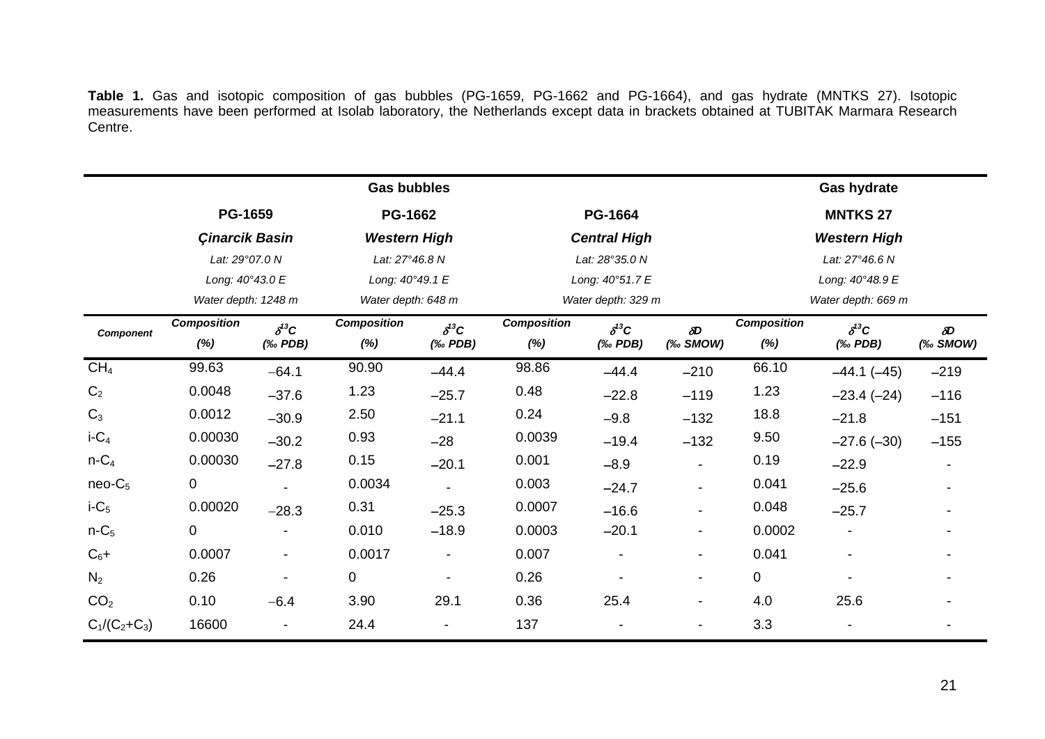**Table 1.** Gas and isotopic composition of gas bubbles (PG-1659, PG-1662 and PG-1664), and gas hydrate (MNTKS 27). Isotopic measurements have been performed at Isolab laboratory, the Netherlands except data in brackets obtained at TUBITAK Marmara Research Centre.

| | Gas bubbles | | | | | | | Gas hydrate | | |
|---|---|---|---|---|---|---|---|---|---|---|
| | PG-1659 | | PG-1662 | | PG-1664 | | | MNTKS 27 | | |
| | *Çinarcik Basin* | | *Western High* | | *Central High* | | | *Western High* | | |
| | *Lat: 29°07.0 N* | | *Lat: 27°46.8 N* | | *Lat: 28°35.0 N* | | | *Lat: 27°46.6 N* | | |
| | *Long: 40°43.0 E* | | *Long: 40°49.1 E* | | *Long: 40°51.7 E* | | | *Long: 40°48.9 E* | | |
| | *Water depth: 1248 m* | | *Water depth: 648 m* | | *Water depth: 329 m* | | | *Water depth: 669 m* | | |
| ***Component*** | ***Composition (%)*** | ***$\delta^{13}C$ (‰ PDB)*** | ***Composition (%)*** | ***$\delta^{13}C$ (‰ PDB)*** | ***Composition (%)*** | ***$\delta^{13}C$ (‰ PDB)*** | ***$\delta D$ (‰ SMOW)*** | ***Composition (%)*** | ***$\delta^{13}C$ (‰ PDB)*** | ***$\delta D$ (‰ SMOW)*** |
| $CH_4$ | 99.63 | −64.1 | 90.90 | −44.4 | 98.86 | −44.4 | −210 | 66.10 | −44.1 (−45) | −219 |
| $C_2$ | 0.0048 | −37.6 | 1.23 | −25.7 | 0.48 | −22.8 | −119 | 1.23 | −23.4 (−24) | −116 |
| $C_3$ | 0.0012 | −30.9 | 2.50 | −21.1 | 0.24 | −9.8 | −132 | 18.8 | −21.8 | −151 |
| i-$C_4$ | 0.00030 | −30.2 | 0.93 | −28 | 0.0039 | −19.4 | −132 | 9.50 | −27.6 (−30) | −155 |
| n-$C_4$ | 0.00030 | −27.8 | 0.15 | −20.1 | 0.001 | −8.9 | - | 0.19 | −22.9 | - |
| neo-$C_5$ | 0 | - | 0.0034 | - | 0.003 | −24.7 | - | 0.041 | −25.6 | - |
| i-$C_5$ | 0.00020 | −28.3 | 0.31 | −25.3 | 0.0007 | −16.6 | - | 0.048 | −25.7 | - |
| n-$C_5$ | 0 | - | 0.010 | −18.9 | 0.0003 | −20.1 | - | 0.0002 | - | - |
| $C_6$+ | 0.0007 | - | 0.0017 | - | 0.007 | - | - | 0.041 | - | - |
| $N_2$ | 0.26 | - | 0 | - | 0.26 | - | - | 0 | - | - |
| $CO_2$ | 0.10 | −6.4 | 3.90 | 29.1 | 0.36 | 25.4 | - | 4.0 | 25.6 | - |
| $C_1/(C_2+C_3)$ | 16600 | - | 24.4 | - | 137 | - | - | 3.3 | - | - |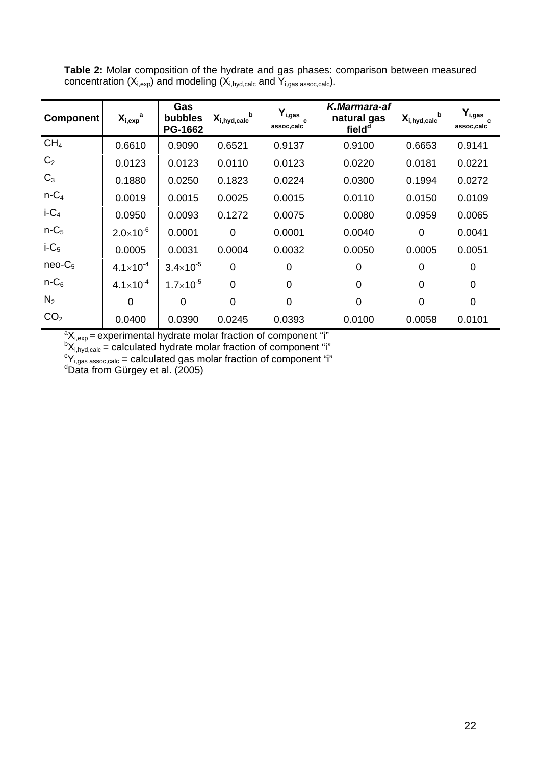**Table 2:** Molar composition of the hydrate and gas phases: comparison between measured concentration ($X_{i,exp}$) and modeling ($X_{i,hyd,calc}$ and $Y_{i,gas\ assoc,calc}$).

| Component | $X_{i,exp}$[a] | Gas bubbles PG-1662 | $X_{i,hyd,calc}$[b] | $Y_{i,gas\ assoc,calc}$[c] | *K.Marmara-af* natural gas field[d] | $X_{i,hyd,calc}$[b] | $Y_{i,gas\ assoc,calc}$[c] |
|---|---|---|---|---|---|---|---|
| $CH_4$ | 0.6610 | 0.9090 | 0.6521 | 0.9137 | 0.9100 | 0.6653 | 0.9141 |
| $C_2$ | 0.0123 | 0.0123 | 0.0110 | 0.0123 | 0.0220 | 0.0181 | 0.0221 |
| $C_3$ | 0.1880 | 0.0250 | 0.1823 | 0.0224 | 0.0300 | 0.1994 | 0.0272 |
| n-$C_4$ | 0.0019 | 0.0015 | 0.0025 | 0.0015 | 0.0110 | 0.0150 | 0.0109 |
| i-$C_4$ | 0.0950 | 0.0093 | 0.1272 | 0.0075 | 0.0080 | 0.0959 | 0.0065 |
| n-$C_5$ | $2.0\times10^{-6}$ | 0.0001 | 0 | 0.0001 | 0.0040 | 0 | 0.0041 |
| i-$C_5$ | 0.0005 | 0.0031 | 0.0004 | 0.0032 | 0.0050 | 0.0005 | 0.0051 |
| neo-$C_5$ | $4.1\times10^{-4}$ | $3.4\times10^{-5}$ | 0 | 0 | 0 | 0 | 0 |
| n-$C_6$ | $4.1\times10^{-4}$ | $1.7\times10^{-5}$ | 0 | 0 | 0 | 0 | 0 |
| $N_2$ | 0 | 0 | 0 | 0 | 0 | 0 | 0 |
| $CO_2$ | 0.0400 | 0.0390 | 0.0245 | 0.0393 | 0.0100 | 0.0058 | 0.0101 |

[a]$X_{i,exp}$ = experimental hydrate molar fraction of component "i"

[b]$X_{i,hyd,calc}$ = calculated hydrate molar fraction of component "i"

[c]$Y_{i,gas\ assoc,calc}$ = calculated gas molar fraction of component "i"

[d]Data from Gürgey et al. (2005)